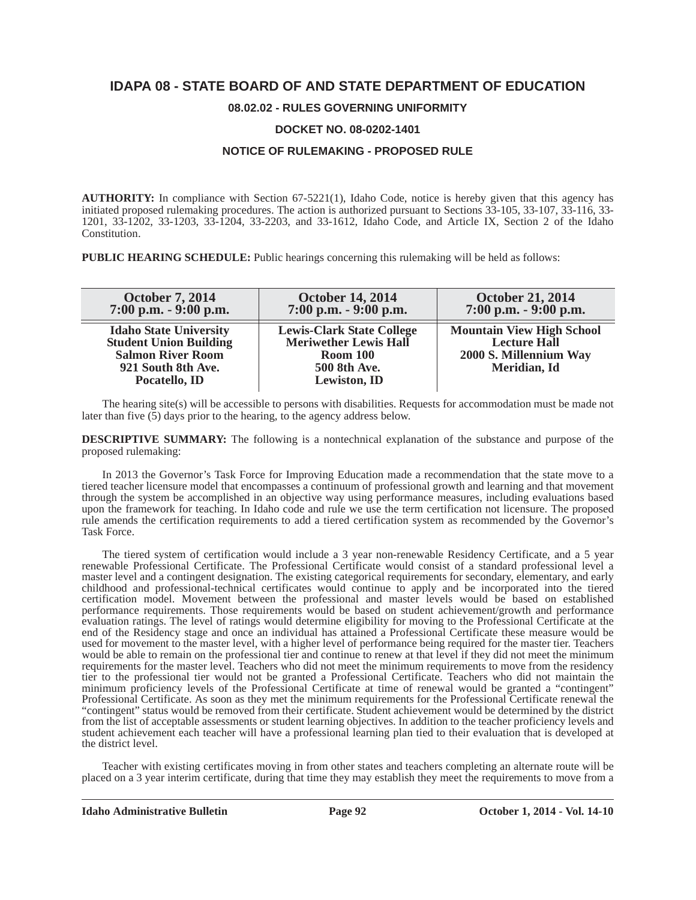# IDAPA 08 - STATE BOARD OF AND STATE DEPARTMENT OF EDUCATION

## 08.02.02 - RULES GOVERNING UNIFORMITY

## DOCKET NO. 08-0202-1401

## NOTICE OF RULEMAKING - PROPOSED RULE

**AUTHORITY:** In compliance with Section 67-5221(1), Idaho Code, notice is hereby given that this agency has initiated proposed rulemaking procedures. The action is authorized pursuant to Sections 33-105, 33-107, 33-116, 33-1201, 33-1202, 33-1203, 33-1204, 33-2203, and 33-1612, Idaho Code, and Article IX, Section 2 of the Idaho Constitution.

**PUBLIC HEARING SCHEDULE:** Public hearings concerning this rulemaking will be held as follows:

| October 7, 2014<br>7:00 p.m. - 9:00 p.m. | October 14, 2014<br>7:00 p.m. - 9:00 p.m. | October 21, 2014<br>7:00 p.m. - 9:00 p.m. |
|---|---|---|
| **Idaho State University**<br>**Student Union Building**<br>**Salmon River Room**<br>**921 South 8th Ave.**<br>**Pocatello, ID** | **Lewis-Clark State College**<br>**Meriwether Lewis Hall**<br>**Room 100**<br>**500 8th Ave.**<br>**Lewiston, ID** | **Mountain View High School**<br>**Lecture Hall**<br>**2000 S. Millennium Way**<br>**Meridian, Id** |

The hearing site(s) will be accessible to persons with disabilities. Requests for accommodation must be made not later than five (5) days prior to the hearing, to the agency address below.

**DESCRIPTIVE SUMMARY:** The following is a nontechnical explanation of the substance and purpose of the proposed rulemaking:

In 2013 the Governor's Task Force for Improving Education made a recommendation that the state move to a tiered teacher licensure model that encompasses a continuum of professional growth and learning and that movement through the system be accomplished in an objective way using performance measures, including evaluations based upon the framework for teaching. In Idaho code and rule we use the term certification not licensure. The proposed rule amends the certification requirements to add a tiered certification system as recommended by the Governor's Task Force.

The tiered system of certification would include a 3 year non-renewable Residency Certificate, and a 5 year renewable Professional Certificate. The Professional Certificate would consist of a standard professional level a master level and a contingent designation. The existing categorical requirements for secondary, elementary, and early childhood and professional-technical certificates would continue to apply and be incorporated into the tiered certification model. Movement between the professional and master levels would be based on established performance requirements. Those requirements would be based on student achievement/growth and performance evaluation ratings. The level of ratings would determine eligibility for moving to the Professional Certificate at the end of the Residency stage and once an individual has attained a Professional Certificate these measure would be used for movement to the master level, with a higher level of performance being required for the master tier. Teachers would be able to remain on the professional tier and continue to renew at that level if they did not meet the minimum requirements for the master level. Teachers who did not meet the minimum requirements to move from the residency tier to the professional tier would not be granted a Professional Certificate. Teachers who did not maintain the minimum proficiency levels of the Professional Certificate at time of renewal would be granted a "contingent" Professional Certificate. As soon as they met the minimum requirements for the Professional Certificate renewal the "contingent" status would be removed from their certificate. Student achievement would be determined by the district from the list of acceptable assessments or student learning objectives. In addition to the teacher proficiency levels and student achievement each teacher will have a professional learning plan tied to their evaluation that is developed at the district level.

Teacher with existing certificates moving in from other states and teachers completing an alternate route will be placed on a 3 year interim certificate, during that time they may establish they meet the requirements to move from a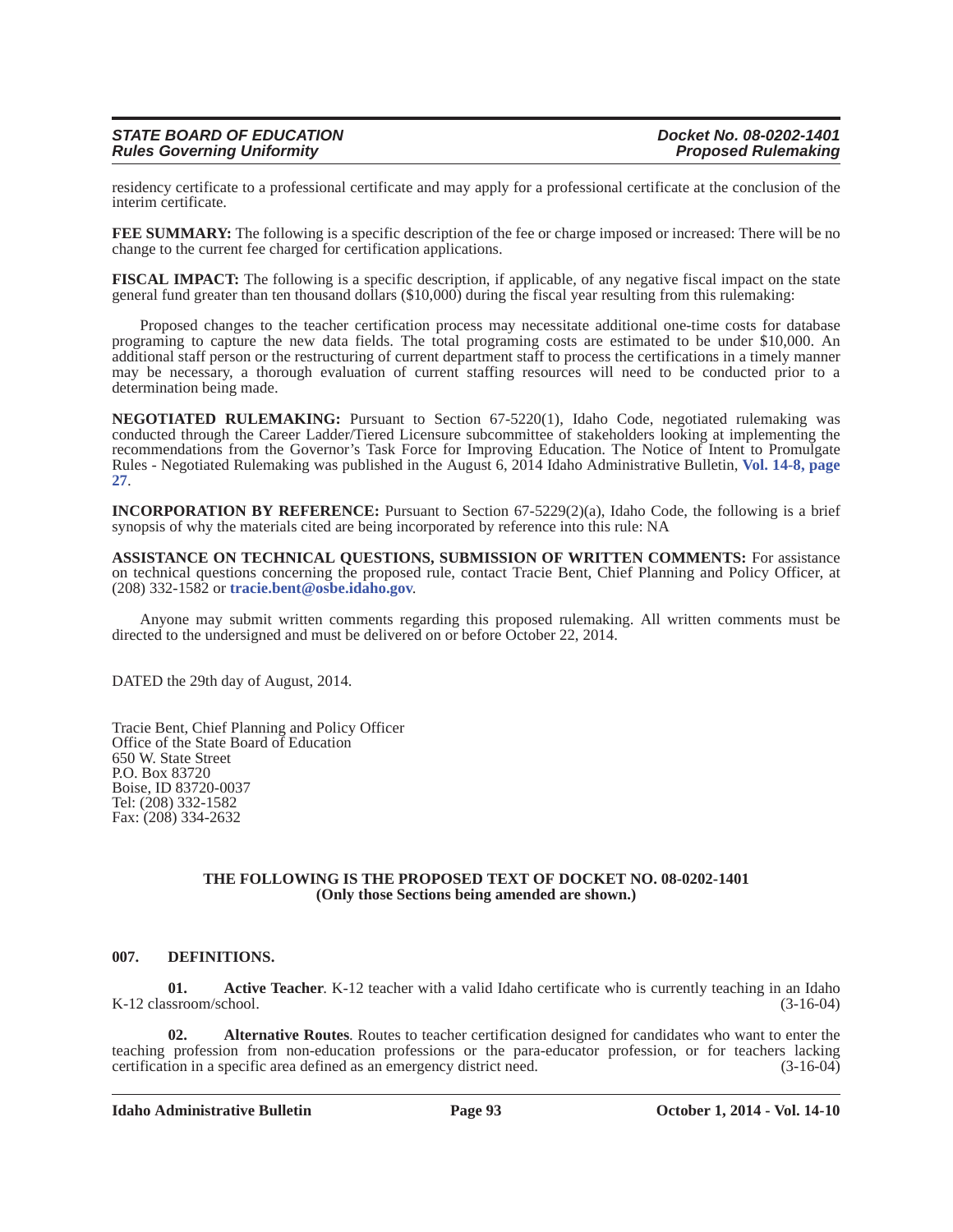residency certificate to a professional certificate and may apply for a professional certificate at the conclusion of the interim certificate.

**FEE SUMMARY:** The following is a specific description of the fee or charge imposed or increased: There will be no change to the current fee charged for certification applications.

**FISCAL IMPACT:** The following is a specific description, if applicable, of any negative fiscal impact on the state general fund greater than ten thousand dollars ($10,000) during the fiscal year resulting from this rulemaking:

Proposed changes to the teacher certification process may necessitate additional one-time costs for database programing to capture the new data fields. The total programing costs are estimated to be under $10,000. An additional staff person or the restructuring of current department staff to process the certifications in a timely manner may be necessary, a thorough evaluation of current staffing resources will need to be conducted prior to a determination being made.

**NEGOTIATED RULEMAKING:** Pursuant to Section 67-5220(1), Idaho Code, negotiated rulemaking was conducted through the Career Ladder/Tiered Licensure subcommittee of stakeholders looking at implementing the recommendations from the Governor's Task Force for Improving Education. The Notice of Intent to Promulgate Rules - Negotiated Rulemaking was published in the August 6, 2014 Idaho Administrative Bulletin, **Vol. 14-8, page 27**.

**INCORPORATION BY REFERENCE:** Pursuant to Section 67-5229(2)(a), Idaho Code, the following is a brief synopsis of why the materials cited are being incorporated by reference into this rule: NA

**ASSISTANCE ON TECHNICAL QUESTIONS, SUBMISSION OF WRITTEN COMMENTS:** For assistance on technical questions concerning the proposed rule, contact Tracie Bent, Chief Planning and Policy Officer, at (208) 332-1582 or **tracie.bent@osbe.idaho.gov**.

Anyone may submit written comments regarding this proposed rulemaking. All written comments must be directed to the undersigned and must be delivered on or before October 22, 2014.

DATED the 29th day of August, 2014.

Tracie Bent, Chief Planning and Policy Officer
Office of the State Board of Education
650 W. State Street
P.O. Box 83720
Boise, ID 83720-0037
Tel: (208) 332-1582
Fax: (208) 334-2632

**THE FOLLOWING IS THE PROPOSED TEXT OF DOCKET NO. 08-0202-1401**
**(Only those Sections being amended are shown.)**

**007. DEFINITIONS.**

**01. Active Teacher**. K-12 teacher with a valid Idaho certificate who is currently teaching in an Idaho K-12 classroom/school. (3-16-04)

**02. Alternative Routes**. Routes to teacher certification designed for candidates who want to enter the teaching profession from non-education professions or the para-educator profession, or for teachers lacking certification in a specific area defined as an emergency district need. (3-16-04)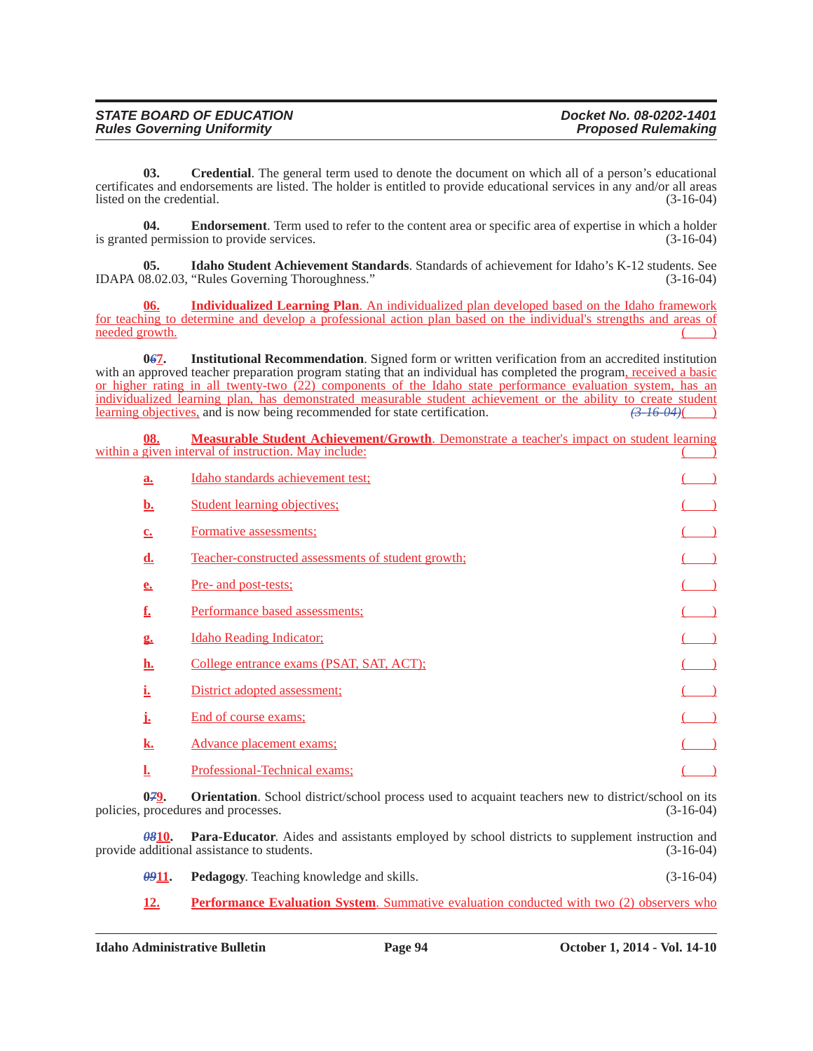**03. Credential**. The general term used to denote the document on which all of a person's educational certificates and endorsements are listed. The holder is entitled to provide educational services in any and/or all areas listed on the credential. (3-16-04)

**04. Endorsement**. Term used to refer to the content area or specific area of expertise in which a holder is granted permission to provide services. (3-16-04)

**05. Idaho Student Achievement Standards**. Standards of achievement for Idaho's K-12 students. See IDAPA 08.02.03, "Rules Governing Thoroughness." (3-16-04)

**06. Individualized Learning Plan**. An individualized plan developed based on the Idaho framework for teaching to determine and develop a professional action plan based on the individual's strengths and areas of needed growth. ( )

**0~~6~~7. Institutional Recommendation**. Signed form or written verification from an accredited institution with an approved teacher preparation program stating that an individual has completed the program, received a basic or higher rating in all twenty-two (22) components of the Idaho state performance evaluation system, has an individualized learning plan, has demonstrated measurable student achievement or the ability to create student learning objectives, and is now being recommended for state certification. ~~(3-16-04)~~( )

**08. Measurable Student Achievement/Growth**. Demonstrate a teacher's impact on student learning within a given interval of instruction. May include: ( )

**a.** Idaho standards achievement test; ( )

**b.** Student learning objectives; ( )

**c.** Formative assessments; ( )

**d.** Teacher-constructed assessments of student growth; ( )

**e.** Pre- and post-tests; ( )

**f.** Performance based assessments; ( )

**g.** Idaho Reading Indicator; ( )

**h.** College entrance exams (PSAT, SAT, ACT); ( )

**i.** District adopted assessment; ( )

**j.** End of course exams; ( )

**k.** Advance placement exams; ( )

**l.** Professional-Technical exams; ( )

**0~~7~~9. Orientation**. School district/school process used to acquaint teachers new to district/school on its policies, procedures and processes. (3-16-04)

**~~08~~10. Para-Educator**. Aides and assistants employed by school districts to supplement instruction and provide additional assistance to students. (3-16-04)

**~~09~~11. Pedagogy**. Teaching knowledge and skills. (3-16-04)

**12. Performance Evaluation System**. Summative evaluation conducted with two (2) observers who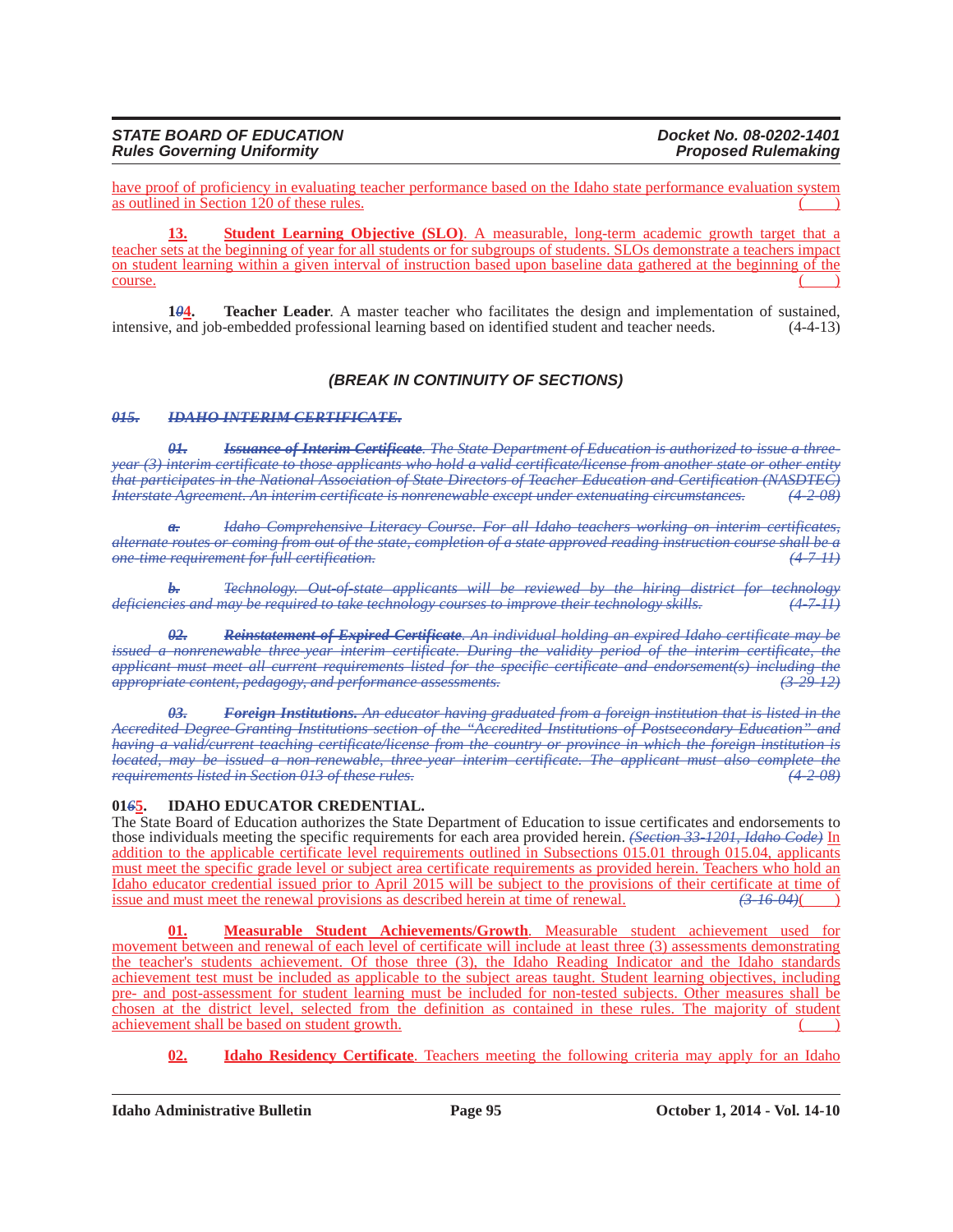have proof of proficiency in evaluating teacher performance based on the Idaho state performance evaluation system as outlined in Section 120 of these rules. ( )

**13. Student Learning Objective (SLO)**. A measurable, long-term academic growth target that a teacher sets at the beginning of year for all students or for subgroups of students. SLOs demonstrate a teachers impact on student learning within a given interval of instruction based upon baseline data gathered at the beginning of the course. ( )

**1~~0~~4. Teacher Leader**. A master teacher who facilitates the design and implementation of sustained, intensive, and job-embedded professional learning based on identified student and teacher needs. (4-4-13)

### *(BREAK IN CONTINUITY OF SECTIONS)*

***~~015. IDAHO INTERIM CERTIFICATE.~~***

*~~**01. Issuance of Interim Certificate**. The State Department of Education is authorized to issue a three-year (3) interim certificate to those applicants who hold a valid certificate/license from another state or other entity that participates in the National Association of State Directors of Teacher Education and Certification (NASDTEC) Interstate Agreement. An interim certificate is nonrenewable except under extenuating circumstances. (4-2-08)~~*

*~~**a.** Idaho Comprehensive Literacy Course. For all Idaho teachers working on interim certificates, alternate routes or coming from out of the state, completion of a state approved reading instruction course shall be a one-time requirement for full certification. (4-7-11)~~*

*~~**b.** Technology. Out-of-state applicants will be reviewed by the hiring district for technology deficiencies and may be required to take technology courses to improve their technology skills. (4-7-11)~~*

*~~**02. Reinstatement of Expired Certificate**. An individual holding an expired Idaho certificate may be issued a nonrenewable three-year interim certificate. During the validity period of the interim certificate, the applicant must meet all current requirements listed for the specific certificate and endorsement(s) including the appropriate content, pedagogy, and performance assessments. (3-29-12)~~*

*~~**03. Foreign Institutions.** An educator having graduated from a foreign institution that is listed in the Accredited Degree-Granting Institutions section of the "Accredited Institutions of Postsecondary Education" and having a valid/current teaching certificate/license from the country or province in which the foreign institution is located, may be issued a non-renewable, three-year interim certificate. The applicant must also complete the requirements listed in Section 013 of these rules. (4-2-08)~~*

**01~~6~~5. IDAHO EDUCATOR CREDENTIAL.**

The State Board of Education authorizes the State Department of Education to issue certificates and endorsements to those individuals meeting the specific requirements for each area provided herein. *~~(Section 33-1201, Idaho Code)~~* In addition to the applicable certificate level requirements outlined in Subsections 015.01 through 015.04, applicants must meet the specific grade level or subject area certificate requirements as provided herein. Teachers who hold an Idaho educator credential issued prior to April 2015 will be subject to the provisions of their certificate at time of issue and must meet the renewal provisions as described herein at time of renewal. *~~(3-16-04)~~*( )

**01. Measurable Student Achievements/Growth**. Measurable student achievement used for movement between and renewal of each level of certificate will include at least three (3) assessments demonstrating the teacher's students achievement. Of those three (3), the Idaho Reading Indicator and the Idaho standards achievement test must be included as applicable to the subject areas taught. Student learning objectives, including pre- and post-assessment for student learning must be included for non-tested subjects. Other measures shall be chosen at the district level, selected from the definition as contained in these rules. The majority of student achievement shall be based on student growth. ( )

**02. Idaho Residency Certificate**. Teachers meeting the following criteria may apply for an Idaho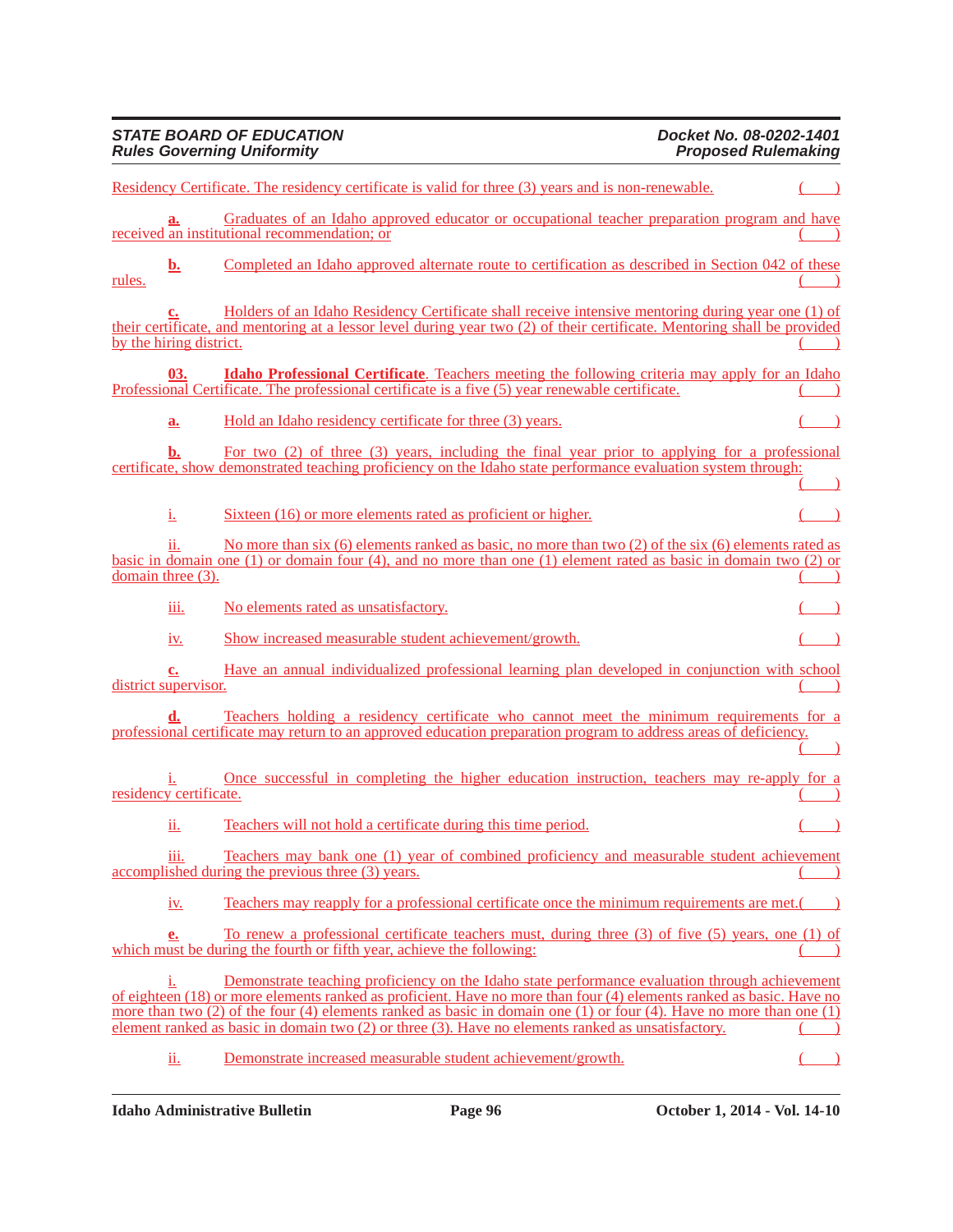Residency Certificate. The residency certificate is valid for three (3) years and is non-renewable. ( )

**a.** Graduates of an Idaho approved educator or occupational teacher preparation program and have received an institutional recommendation; or ( )

**b.** Completed an Idaho approved alternate route to certification as described in Section 042 of these rules. ( )

**c.** Holders of an Idaho Residency Certificate shall receive intensive mentoring during year one (1) of their certificate, and mentoring at a lessor level during year two (2) of their certificate. Mentoring shall be provided by the hiring district. ( )

**03. Idaho Professional Certificate**. Teachers meeting the following criteria may apply for an Idaho Professional Certificate. The professional certificate is a five (5) year renewable certificate. ( )

**a.** Hold an Idaho residency certificate for three (3) years. ( )

**b.** For two (2) of three (3) years, including the final year prior to applying for a professional certificate, show demonstrated teaching proficiency on the Idaho state performance evaluation system through: ( )

i. Sixteen (16) or more elements rated as proficient or higher. ( )

ii. No more than six (6) elements ranked as basic, no more than two (2) of the six (6) elements rated as basic in domain one (1) or domain four (4), and no more than one (1) element rated as basic in domain two (2) or domain three (3). ( )

iii. No elements rated as unsatisfactory. ( )

iv. Show increased measurable student achievement/growth. ( )

**c.** Have an annual individualized professional learning plan developed in conjunction with school district supervisor. ( )

**d.** Teachers holding a residency certificate who cannot meet the minimum requirements for a professional certificate may return to an approved education preparation program to address areas of deficiency. ( )

i. Once successful in completing the higher education instruction, teachers may re-apply for a residency certificate. ( )

ii. Teachers will not hold a certificate during this time period. ( )

iii. Teachers may bank one (1) year of combined proficiency and measurable student achievement accomplished during the previous three (3) years. ( )

iv. Teachers may reapply for a professional certificate once the minimum requirements are met. ( )

**e.** To renew a professional certificate teachers must, during three (3) of five (5) years, one (1) of which must be during the fourth or fifth year, achieve the following: ( )

i. Demonstrate teaching proficiency on the Idaho state performance evaluation through achievement of eighteen (18) or more elements ranked as proficient. Have no more than four (4) elements ranked as basic. Have no more than two (2) of the four (4) elements ranked as basic in domain one (1) or four (4). Have no more than one (1) element ranked as basic in domain two (2) or three (3). Have no elements ranked as unsatisfactory. ( )

ii. Demonstrate increased measurable student achievement/growth. ( )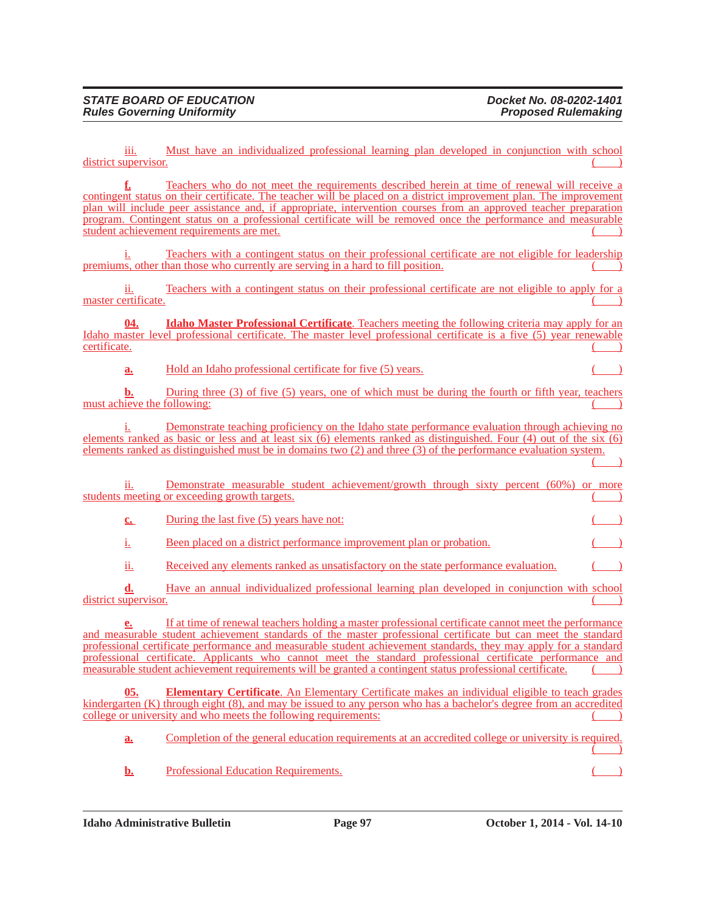iii. Must have an individualized professional learning plan developed in conjunction with school district supervisor. ( )

**f.** Teachers who do not meet the requirements described herein at time of renewal will receive a contingent status on their certificate. The teacher will be placed on a district improvement plan. The improvement plan will include peer assistance and, if appropriate, intervention courses from an approved teacher preparation program. Contingent status on a professional certificate will be removed once the performance and measurable student achievement requirements are met. ( )

i. Teachers with a contingent status on their professional certificate are not eligible for leadership premiums, other than those who currently are serving in a hard to fill position. ( )

ii. Teachers with a contingent status on their professional certificate are not eligible to apply for a master certificate. ( )

**04. Idaho Master Professional Certificate**. Teachers meeting the following criteria may apply for an Idaho master level professional certificate. The master level professional certificate is a five (5) year renewable certificate. ( )

**a.** Hold an Idaho professional certificate for five (5) years. ( )

**b.** During three (3) of five (5) years, one of which must be during the fourth or fifth year, teachers must achieve the following: ( )

i. Demonstrate teaching proficiency on the Idaho state performance evaluation through achieving no elements ranked as basic or less and at least six (6) elements ranked as distinguished. Four (4) out of the six (6) elements ranked as distinguished must be in domains two (2) and three (3) of the performance evaluation system. ( )

ii. Demonstrate measurable student achievement/growth through sixty percent (60%) or more students meeting or exceeding growth targets. ( )

**c.** During the last five (5) years have not: ( )

i. Been placed on a district performance improvement plan or probation. ( )

ii. Received any elements ranked as unsatisfactory on the state performance evaluation. ( )

**d.** Have an annual individualized professional learning plan developed in conjunction with school district supervisor. ( )

**e.** If at time of renewal teachers holding a master professional certificate cannot meet the performance and measurable student achievement standards of the master professional certificate but can meet the standard professional certificate performance and measurable student achievement standards, they may apply for a standard professional certificate. Applicants who cannot meet the standard professional certificate performance and measurable student achievement requirements will be granted a contingent status professional certificate. ( )

**05. Elementary Certificate**. An Elementary Certificate makes an individual eligible to teach grades kindergarten (K) through eight (8), and may be issued to any person who has a bachelor's degree from an accredited college or university and who meets the following requirements: ( )

**a.** Completion of the general education requirements at an accredited college or university is required. ( )

**b.** Professional Education Requirements. ( )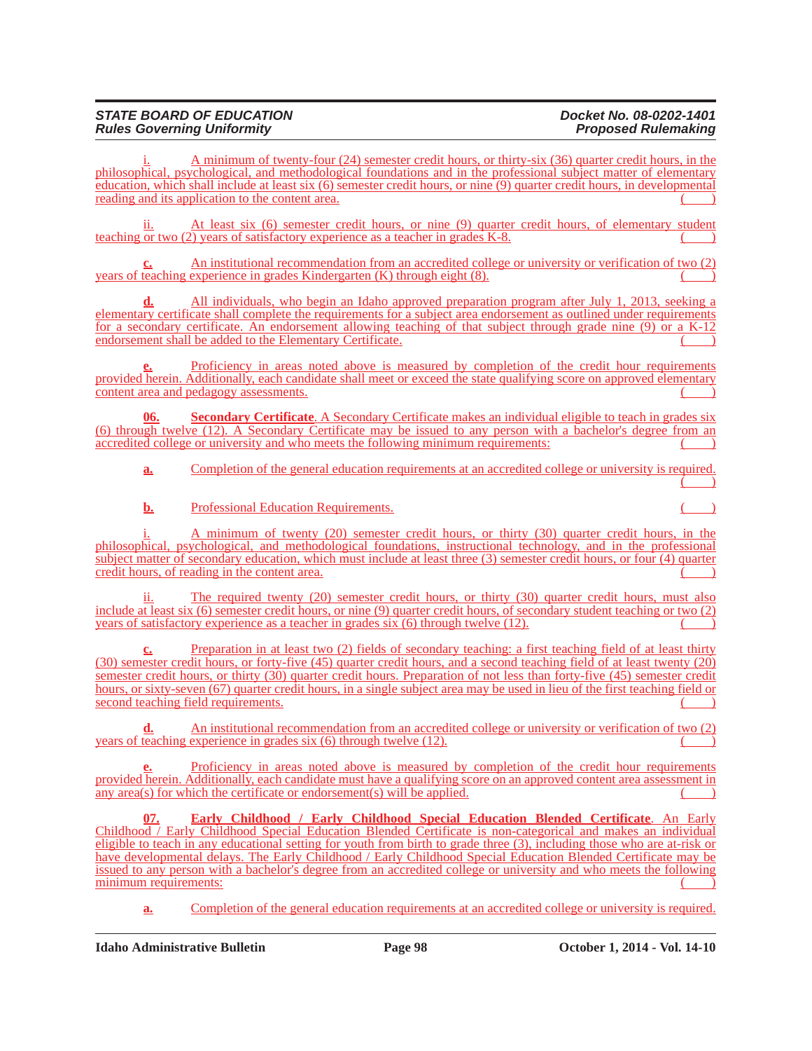i. A minimum of twenty-four (24) semester credit hours, or thirty-six (36) quarter credit hours, in the philosophical, psychological, and methodological foundations and in the professional subject matter of elementary education, which shall include at least six (6) semester credit hours, or nine (9) quarter credit hours, in developmental reading and its application to the content area. ( )

ii. At least six (6) semester credit hours, or nine (9) quarter credit hours, of elementary student teaching or two (2) years of satisfactory experience as a teacher in grades K-8. ( )

**c.** An institutional recommendation from an accredited college or university or verification of two (2) years of teaching experience in grades Kindergarten (K) through eight (8). ( )

**d.** All individuals, who begin an Idaho approved preparation program after July 1, 2013, seeking a elementary certificate shall complete the requirements for a subject area endorsement as outlined under requirements for a secondary certificate. An endorsement allowing teaching of that subject through grade nine (9) or a K-12 endorsement shall be added to the Elementary Certificate. ( )

**e.** Proficiency in areas noted above is measured by completion of the credit hour requirements provided herein. Additionally, each candidate shall meet or exceed the state qualifying score on approved elementary content area and pedagogy assessments. ( )

**06. Secondary Certificate**. A Secondary Certificate makes an individual eligible to teach in grades six (6) through twelve (12). A Secondary Certificate may be issued to any person with a bachelor's degree from an accredited college or university and who meets the following minimum requirements: ( )

**a.** Completion of the general education requirements at an accredited college or university is required. ( )

**b.** Professional Education Requirements. ( )

i. A minimum of twenty (20) semester credit hours, or thirty (30) quarter credit hours, in the philosophical, psychological, and methodological foundations, instructional technology, and in the professional subject matter of secondary education, which must include at least three (3) semester credit hours, or four (4) quarter credit hours, of reading in the content area. ( )

ii. The required twenty (20) semester credit hours, or thirty (30) quarter credit hours, must also include at least six (6) semester credit hours, or nine (9) quarter credit hours, of secondary student teaching or two (2) years of satisfactory experience as a teacher in grades six (6) through twelve (12). ( )

**c.** Preparation in at least two (2) fields of secondary teaching: a first teaching field of at least thirty (30) semester credit hours, or forty-five (45) quarter credit hours, and a second teaching field of at least twenty (20) semester credit hours, or thirty (30) quarter credit hours. Preparation of not less than forty-five (45) semester credit hours, or sixty-seven (67) quarter credit hours, in a single subject area may be used in lieu of the first teaching field or second teaching field requirements. ( )

**d.** An institutional recommendation from an accredited college or university or verification of two (2) years of teaching experience in grades six (6) through twelve (12). ( )

**e.** Proficiency in areas noted above is measured by completion of the credit hour requirements provided herein. Additionally, each candidate must have a qualifying score on an approved content area assessment in any area(s) for which the certificate or endorsement(s) will be applied. ( )

**07. Early Childhood / Early Childhood Special Education Blended Certificate**. An Early Childhood / Early Childhood Special Education Blended Certificate is non-categorical and makes an individual eligible to teach in any educational setting for youth from birth to grade three (3), including those who are at-risk or have developmental delays. The Early Childhood / Early Childhood Special Education Blended Certificate may be issued to any person with a bachelor's degree from an accredited college or university and who meets the following minimum requirements: ( )

**a.** Completion of the general education requirements at an accredited college or university is required.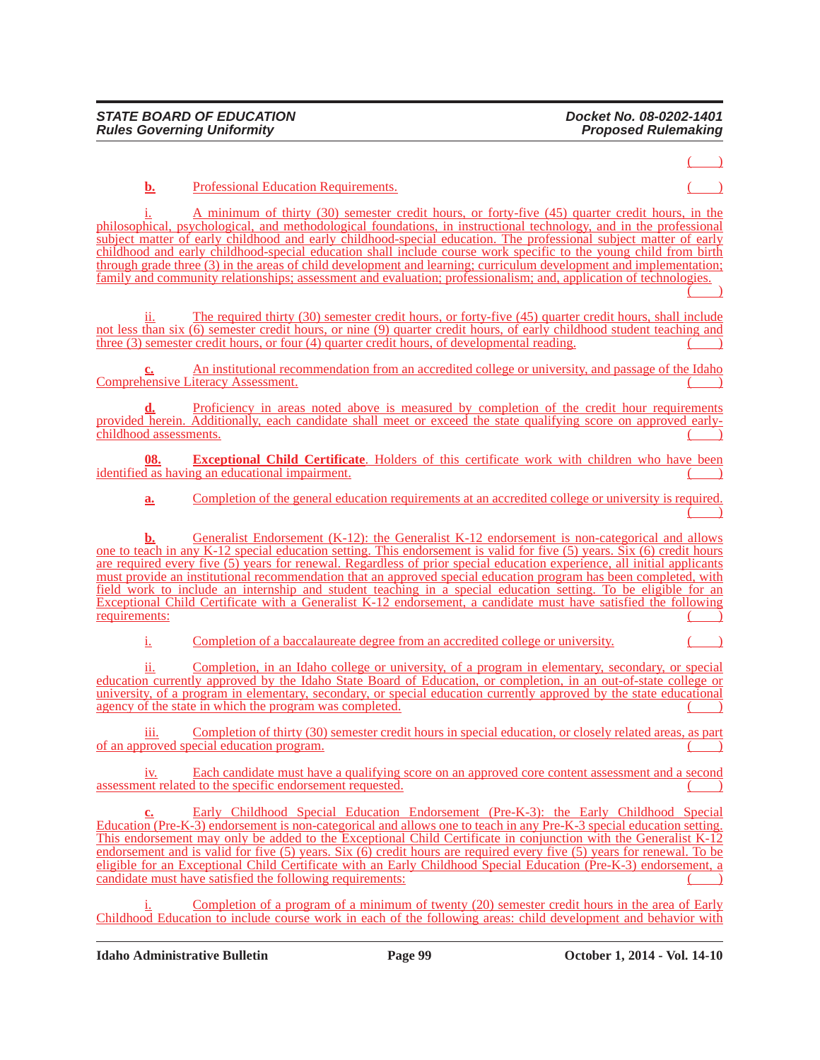( )

**b.** Professional Education Requirements. ( )

i. A minimum of thirty (30) semester credit hours, or forty-five (45) quarter credit hours, in the philosophical, psychological, and methodological foundations, in instructional technology, and in the professional subject matter of early childhood and early childhood-special education. The professional subject matter of early childhood and early childhood-special education shall include course work specific to the young child from birth through grade three (3) in the areas of child development and learning; curriculum development and implementation; family and community relationships; assessment and evaluation; professionalism; and, application of technologies. ( )

ii. The required thirty (30) semester credit hours, or forty-five (45) quarter credit hours, shall include not less than six (6) semester credit hours, or nine (9) quarter credit hours, of early childhood student teaching and three (3) semester credit hours, or four (4) quarter credit hours, of developmental reading. ( )

**c.** An institutional recommendation from an accredited college or university, and passage of the Idaho Comprehensive Literacy Assessment. ( )

**d.** Proficiency in areas noted above is measured by completion of the credit hour requirements provided herein. Additionally, each candidate shall meet or exceed the state qualifying score on approved early-childhood assessments. ( )

**08. Exceptional Child Certificate**. Holders of this certificate work with children who have been identified as having an educational impairment. ( )

**a.** Completion of the general education requirements at an accredited college or university is required. ( )

**b.** Generalist Endorsement (K-12): the Generalist K-12 endorsement is non-categorical and allows one to teach in any K-12 special education setting. This endorsement is valid for five (5) years. Six (6) credit hours are required every five (5) years for renewal. Regardless of prior special education experience, all initial applicants must provide an institutional recommendation that an approved special education program has been completed, with field work to include an internship and student teaching in a special education setting. To be eligible for an Exceptional Child Certificate with a Generalist K-12 endorsement, a candidate must have satisfied the following requirements: ( )

i. Completion of a baccalaureate degree from an accredited college or university. ( )

ii. Completion, in an Idaho college or university, of a program in elementary, secondary, or special education currently approved by the Idaho State Board of Education, or completion, in an out-of-state college or university, of a program in elementary, secondary, or special education currently approved by the state educational agency of the state in which the program was completed. ( )

iii. Completion of thirty (30) semester credit hours in special education, or closely related areas, as part of an approved special education program. ( )

iv. Each candidate must have a qualifying score on an approved core content assessment and a second assessment related to the specific endorsement requested. ( )

**c.** Early Childhood Special Education Endorsement (Pre-K-3): the Early Childhood Special Education (Pre-K-3) endorsement is non-categorical and allows one to teach in any Pre-K-3 special education setting. This endorsement may only be added to the Exceptional Child Certificate in conjunction with the Generalist K-12 endorsement and is valid for five (5) years. Six (6) credit hours are required every five (5) years for renewal. To be eligible for an Exceptional Child Certificate with an Early Childhood Special Education (Pre-K-3) endorsement, a candidate must have satisfied the following requirements: ( )

i. Completion of a program of a minimum of twenty (20) semester credit hours in the area of Early Childhood Education to include course work in each of the following areas: child development and behavior with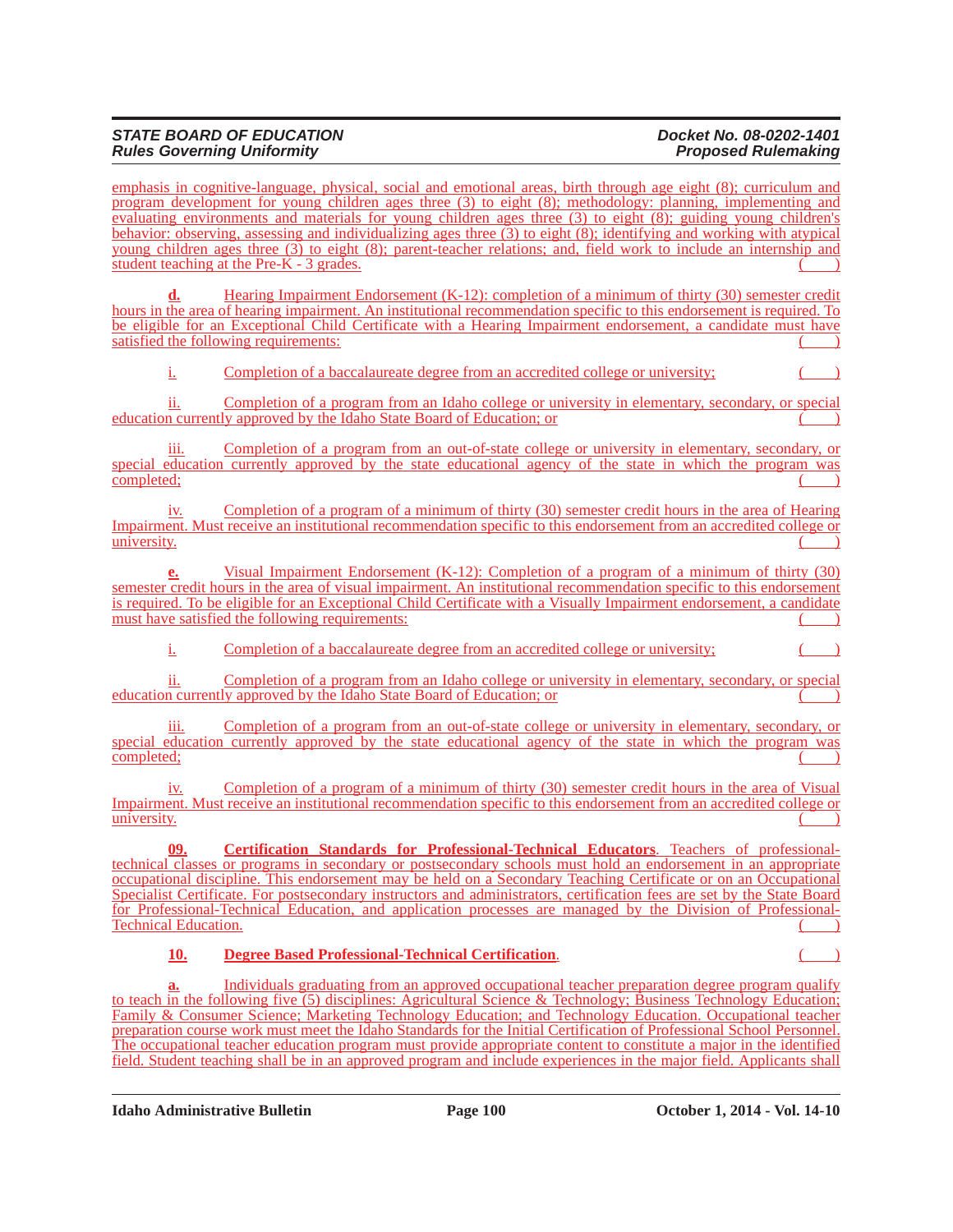emphasis in cognitive-language, physical, social and emotional areas, birth through age eight (8); curriculum and program development for young children ages three (3) to eight (8); methodology: planning, implementing and evaluating environments and materials for young children ages three (3) to eight (8); guiding young children's behavior: observing, assessing and individualizing ages three (3) to eight (8); identifying and working with atypical young children ages three (3) to eight (8); parent-teacher relations; and, field work to include an internship and student teaching at the Pre-K - 3 grades. ( )

**d.** Hearing Impairment Endorsement (K-12): completion of a minimum of thirty (30) semester credit hours in the area of hearing impairment. An institutional recommendation specific to this endorsement is required. To be eligible for an Exceptional Child Certificate with a Hearing Impairment endorsement, a candidate must have satisfied the following requirements: ( )

i. Completion of a baccalaureate degree from an accredited college or university; ( )

ii. Completion of a program from an Idaho college or university in elementary, secondary, or special education currently approved by the Idaho State Board of Education; or ( )

iii. Completion of a program from an out-of-state college or university in elementary, secondary, or special education currently approved by the state educational agency of the state in which the program was completed; ( )

iv. Completion of a program of a minimum of thirty (30) semester credit hours in the area of Hearing Impairment. Must receive an institutional recommendation specific to this endorsement from an accredited college or university. ( )

**e.** Visual Impairment Endorsement (K-12): Completion of a program of a minimum of thirty (30) semester credit hours in the area of visual impairment. An institutional recommendation specific to this endorsement is required. To be eligible for an Exceptional Child Certificate with a Visually Impairment endorsement, a candidate must have satisfied the following requirements: ( )

i. Completion of a baccalaureate degree from an accredited college or university; ( )

ii. Completion of a program from an Idaho college or university in elementary, secondary, or special education currently approved by the Idaho State Board of Education; or ( )

iii. Completion of a program from an out-of-state college or university in elementary, secondary, or special education currently approved by the state educational agency of the state in which the program was completed; ( )

iv. Completion of a program of a minimum of thirty (30) semester credit hours in the area of Visual Impairment. Must receive an institutional recommendation specific to this endorsement from an accredited college or university. ( )

**09. Certification Standards for Professional-Technical Educators**. Teachers of professional-technical classes or programs in secondary or postsecondary schools must hold an endorsement in an appropriate occupational discipline. This endorsement may be held on a Secondary Teaching Certificate or on an Occupational Specialist Certificate. For postsecondary instructors and administrators, certification fees are set by the State Board for Professional-Technical Education, and application processes are managed by the Division of Professional-Technical Education. ( )

**10. Degree Based Professional-Technical Certification**. ( )

**a.** Individuals graduating from an approved occupational teacher preparation degree program qualify to teach in the following five (5) disciplines: Agricultural Science & Technology; Business Technology Education; Family & Consumer Science; Marketing Technology Education; and Technology Education. Occupational teacher preparation course work must meet the Idaho Standards for the Initial Certification of Professional School Personnel. The occupational teacher education program must provide appropriate content to constitute a major in the identified field. Student teaching shall be in an approved program and include experiences in the major field. Applicants shall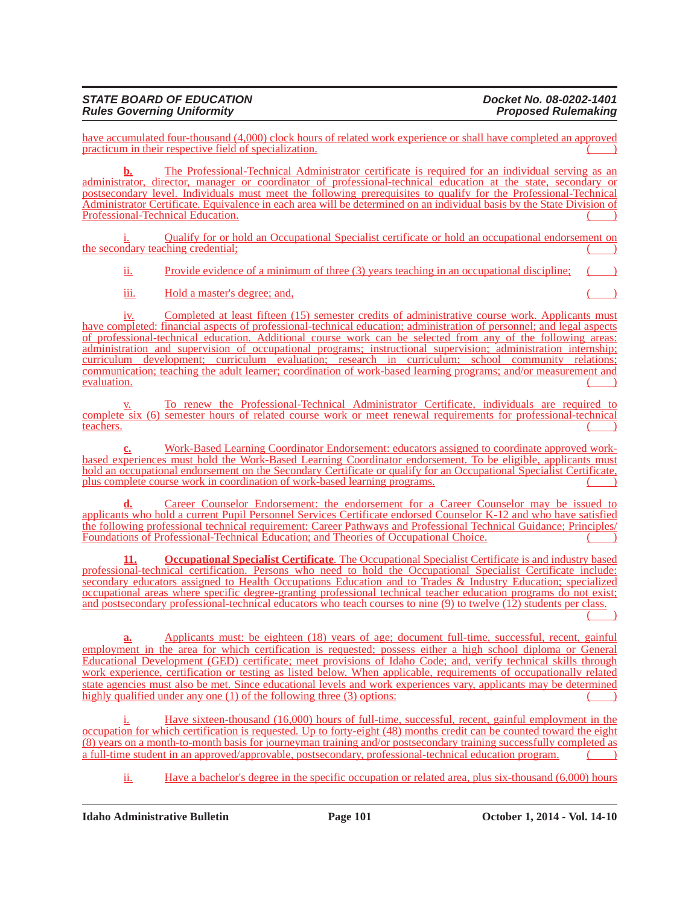have accumulated four-thousand (4,000) clock hours of related work experience or shall have completed an approved practicum in their respective field of specialization. ( )

**b.** The Professional-Technical Administrator certificate is required for an individual serving as an administrator, director, manager or coordinator of professional-technical education at the state, secondary or postsecondary level. Individuals must meet the following prerequisites to qualify for the Professional-Technical Administrator Certificate. Equivalence in each area will be determined on an individual basis by the State Division of Professional-Technical Education. ( )

i. Qualify for or hold an Occupational Specialist certificate or hold an occupational endorsement on the secondary teaching credential; ( )

ii. Provide evidence of a minimum of three (3) years teaching in an occupational discipline; ( )

iii. Hold a master's degree; and, ( )

iv. Completed at least fifteen (15) semester credits of administrative course work. Applicants must have completed: financial aspects of professional-technical education; administration of personnel; and legal aspects of professional-technical education. Additional course work can be selected from any of the following areas: administration and supervision of occupational programs; instructional supervision; administration internship; curriculum development; curriculum evaluation; research in curriculum; school community relations; communication; teaching the adult learner; coordination of work-based learning programs; and/or measurement and evaluation. ( )

v. To renew the Professional-Technical Administrator Certificate, individuals are required to complete six (6) semester hours of related course work or meet renewal requirements for professional-technical teachers. ( )

**c.** Work-Based Learning Coordinator Endorsement: educators assigned to coordinate approved work-based experiences must hold the Work-Based Learning Coordinator endorsement. To be eligible, applicants must hold an occupational endorsement on the Secondary Certificate or qualify for an Occupational Specialist Certificate, plus complete course work in coordination of work-based learning programs. ( )

**d.** Career Counselor Endorsement: the endorsement for a Career Counselor may be issued to applicants who hold a current Pupil Personnel Services Certificate endorsed Counselor K-12 and who have satisfied the following professional technical requirement: Career Pathways and Professional Technical Guidance; Principles/ Foundations of Professional-Technical Education; and Theories of Occupational Choice. ( )

**11. Occupational Specialist Certificate**. The Occupational Specialist Certificate is and industry based professional-technical certification. Persons who need to hold the Occupational Specialist Certificate include: secondary educators assigned to Health Occupations Education and to Trades & Industry Education; specialized occupational areas where specific degree-granting professional technical teacher education programs do not exist; and postsecondary professional-technical educators who teach courses to nine (9) to twelve (12) students per class. ( )

**a.** Applicants must: be eighteen (18) years of age; document full-time, successful, recent, gainful employment in the area for which certification is requested; possess either a high school diploma or General Educational Development (GED) certificate; meet provisions of Idaho Code; and, verify technical skills through work experience, certification or testing as listed below. When applicable, requirements of occupationally related state agencies must also be met. Since educational levels and work experiences vary, applicants may be determined highly qualified under any one (1) of the following three (3) options: ( )

i. Have sixteen-thousand (16,000) hours of full-time, successful, recent, gainful employment in the occupation for which certification is requested. Up to forty-eight (48) months credit can be counted toward the eight (8) years on a month-to-month basis for journeyman training and/or postsecondary training successfully completed as a full-time student in an approved/approvable, postsecondary, professional-technical education program. ( )

ii. Have a bachelor's degree in the specific occupation or related area, plus six-thousand (6,000) hours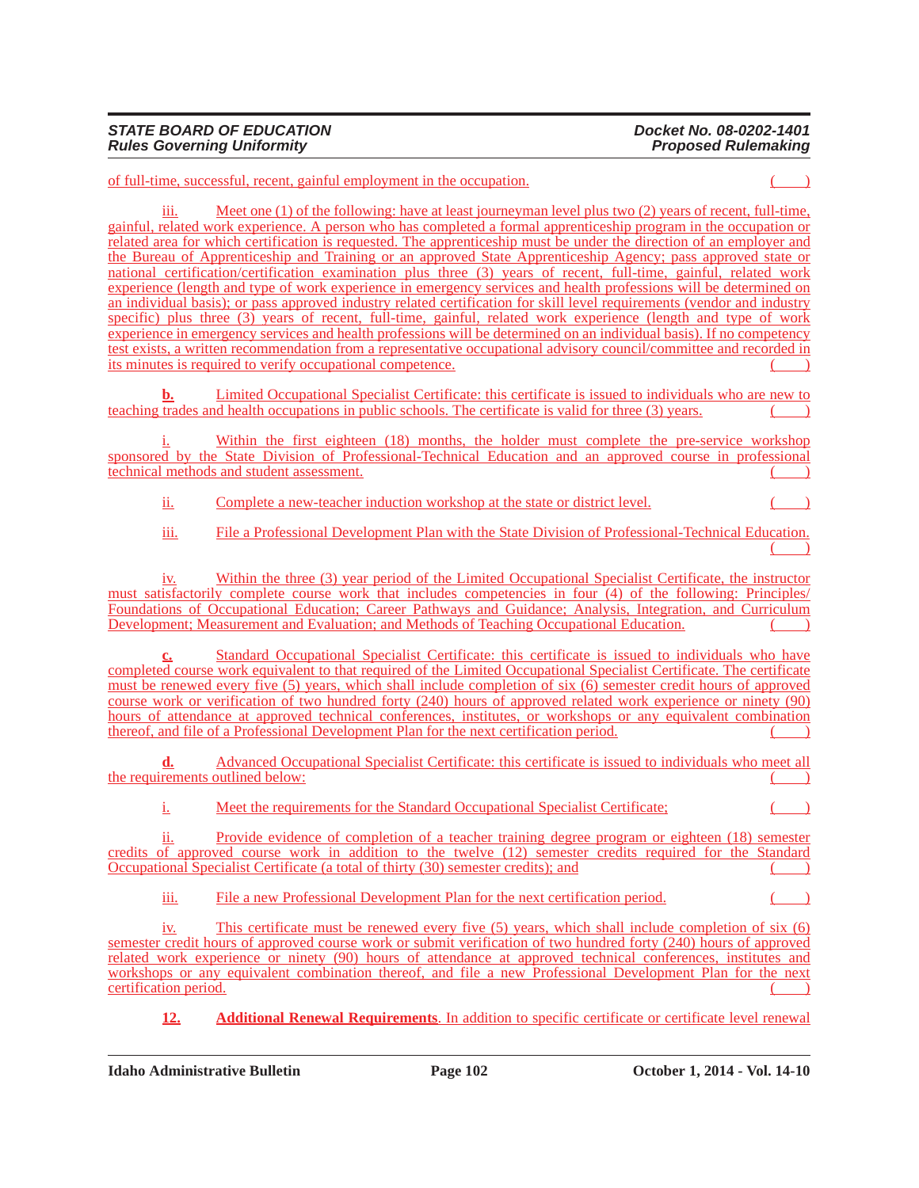of full-time, successful, recent, gainful employment in the occupation. ( )

iii. Meet one (1) of the following: have at least journeyman level plus two (2) years of recent, full-time, gainful, related work experience. A person who has completed a formal apprenticeship program in the occupation or related area for which certification is requested. The apprenticeship must be under the direction of an employer and the Bureau of Apprenticeship and Training or an approved State Apprenticeship Agency; pass approved state or national certification/certification examination plus three (3) years of recent, full-time, gainful, related work experience (length and type of work experience in emergency services and health professions will be determined on an individual basis); or pass approved industry related certification for skill level requirements (vendor and industry specific) plus three (3) years of recent, full-time, gainful, related work experience (length and type of work experience in emergency services and health professions will be determined on an individual basis). If no competency test exists, a written recommendation from a representative occupational advisory council/committee and recorded in its minutes is required to verify occupational competence. ( )

**b.** Limited Occupational Specialist Certificate: this certificate is issued to individuals who are new to teaching trades and health occupations in public schools. The certificate is valid for three (3) years. ( )

i. Within the first eighteen (18) months, the holder must complete the pre-service workshop sponsored by the State Division of Professional-Technical Education and an approved course in professional technical methods and student assessment. ( )

ii. Complete a new-teacher induction workshop at the state or district level. ( )

iii. File a Professional Development Plan with the State Division of Professional-Technical Education. ( )

iv. Within the three (3) year period of the Limited Occupational Specialist Certificate, the instructor must satisfactorily complete course work that includes competencies in four (4) of the following: Principles/Foundations of Occupational Education; Career Pathways and Guidance; Analysis, Integration, and Curriculum Development; Measurement and Evaluation; and Methods of Teaching Occupational Education. ( )

**c.** Standard Occupational Specialist Certificate: this certificate is issued to individuals who have completed course work equivalent to that required of the Limited Occupational Specialist Certificate. The certificate must be renewed every five (5) years, which shall include completion of six (6) semester credit hours of approved course work or verification of two hundred forty (240) hours of approved related work experience or ninety (90) hours of attendance at approved technical conferences, institutes, or workshops or any equivalent combination thereof, and file of a Professional Development Plan for the next certification period. ( )

**d.** Advanced Occupational Specialist Certificate: this certificate is issued to individuals who meet all the requirements outlined below: ( )

i. Meet the requirements for the Standard Occupational Specialist Certificate; ( )

ii. Provide evidence of completion of a teacher training degree program or eighteen (18) semester credits of approved course work in addition to the twelve (12) semester credits required for the Standard Occupational Specialist Certificate (a total of thirty (30) semester credits); and ( )

iii. File a new Professional Development Plan for the next certification period. ( )

iv. This certificate must be renewed every five (5) years, which shall include completion of six (6) semester credit hours of approved course work or submit verification of two hundred forty (240) hours of approved related work experience or ninety (90) hours of attendance at approved technical conferences, institutes and workshops or any equivalent combination thereof, and file a new Professional Development Plan for the next certification period. ( )

**12. Additional Renewal Requirements**. In addition to specific certificate or certificate level renewal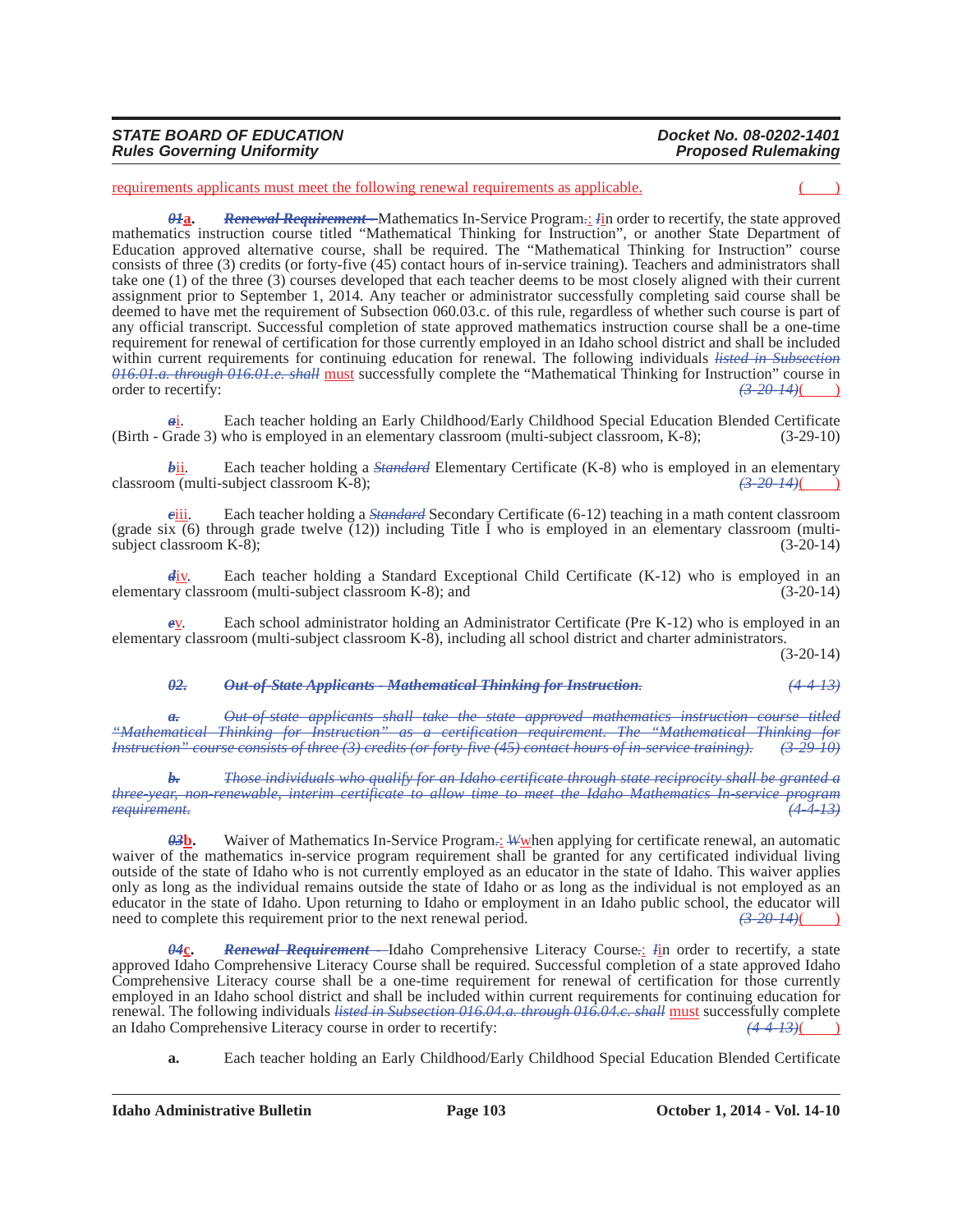requirements applicants must meet the following renewal requirements as applicable. ( )

~~*01*~~**a.** ~~***Renewal Requirement*** –~~Mathematics In-Service Program~~.~~: ~~*I*~~in order to recertify, the state approved mathematics instruction course titled "Mathematical Thinking for Instruction", or another State Department of Education approved alternative course, shall be required. The "Mathematical Thinking for Instruction" course consists of three (3) credits (or forty-five (45) contact hours of in-service training). Teachers and administrators shall take one (1) of the three (3) courses developed that each teacher deems to be most closely aligned with their current assignment prior to September 1, 2014. Any teacher or administrator successfully completing said course shall be deemed to have met the requirement of Subsection 060.03.c. of this rule, regardless of whether such course is part of any official transcript. Successful completion of state approved mathematics instruction course shall be a one-time requirement for renewal of certification for those currently employed in an Idaho school district and shall be included within current requirements for continuing education for renewal. The following individuals ~~*listed in Subsection 016.01.a. through 016.01.e. shall*~~ must successfully complete the "Mathematical Thinking for Instruction" course in order to recertify: ~~*(3-20-14)*~~( )

~~*a*~~i. Each teacher holding an Early Childhood/Early Childhood Special Education Blended Certificate (Birth - Grade 3) who is employed in an elementary classroom (multi-subject classroom, K-8); (3-29-10)

~~*b*~~ii. Each teacher holding a ~~*Standard*~~ Elementary Certificate (K-8) who is employed in an elementary classroom (multi-subject classroom K-8); ~~*(3-20-14)*~~( )

~~*c*~~iii. Each teacher holding a ~~*Standard*~~ Secondary Certificate (6-12) teaching in a math content classroom (grade six (6) through grade twelve (12)) including Title I who is employed in an elementary classroom (multi-subject classroom K-8); (3-20-14)

~~*d*~~iv. Each teacher holding a Standard Exceptional Child Certificate (K-12) who is employed in an elementary classroom (multi-subject classroom K-8); and (3-20-14)

~~*e*~~v. Each school administrator holding an Administrator Certificate (Pre K-12) who is employed in an elementary classroom (multi-subject classroom K-8), including all school district and charter administrators. (3-20-14)

~~***02. Out-of-State Applicants - Mathematical Thinking for Instruction.*** *(4-4-13)*~~

~~***a.*** *Out-of-state applicants shall take the state approved mathematics instruction course titled "Mathematical Thinking for Instruction" as a certification requirement. The "Mathematical Thinking for Instruction" course consists of three (3) credits (or forty-five (45) contact hours of in-service training). (3-29-10)*~~

~~***b.*** *Those individuals who qualify for an Idaho certificate through state reciprocity shall be granted a three-year, non-renewable, interim certificate to allow time to meet the Idaho Mathematics In-service program requirement. (4-4-13)*~~

~~*03*~~**b.** Waiver of Mathematics In-Service Program~~.~~: ~~*W*~~when applying for certificate renewal, an automatic waiver of the mathematics in-service program requirement shall be granted for any certificated individual living outside of the state of Idaho who is not currently employed as an educator in the state of Idaho. This waiver applies only as long as the individual remains outside the state of Idaho or as long as the individual is not employed as an educator in the state of Idaho. Upon returning to Idaho or employment in an Idaho public school, the educator will need to complete this requirement prior to the next renewal period. ~~*(3-20-14)*~~( )

~~*04*~~**c.** ~~***Renewal Requirement*** –~~Idaho Comprehensive Literacy Course~~.~~: ~~*I*~~in order to recertify, a state approved Idaho Comprehensive Literacy Course shall be required. Successful completion of a state approved Idaho Comprehensive Literacy course shall be a one-time requirement for renewal of certification for those currently employed in an Idaho school district and shall be included within current requirements for continuing education for renewal. The following individuals ~~*listed in Subsection 016.04.a. through 016.04.c. shall*~~ must successfully complete an Idaho Comprehensive Literacy course in order to recertify: ~~*(4-4-13)*~~( )

**a.** Each teacher holding an Early Childhood/Early Childhood Special Education Blended Certificate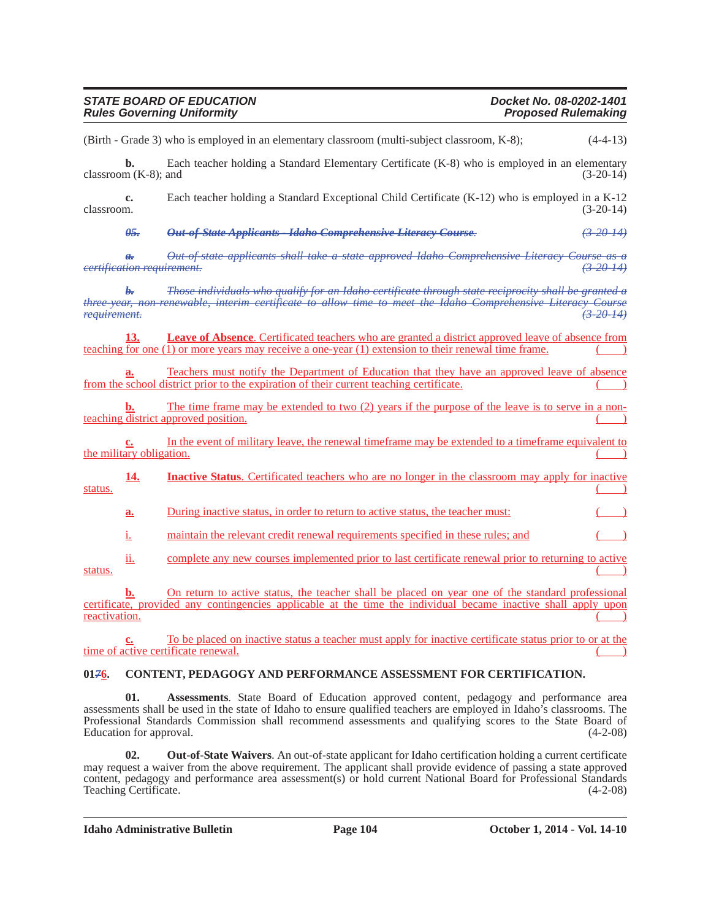(Birth - Grade 3) who is employed in an elementary classroom (multi-subject classroom, K-8); (4-4-13)

**b.** Each teacher holding a Standard Elementary Certificate (K-8) who is employed in an elementary classroom (K-8); and (3-20-14)

**c.** Each teacher holding a Standard Exceptional Child Certificate (K-12) who is employed in a K-12 classroom. (3-20-14)

~~***05.*** ***Out-of-State Applicants - Idaho Comprehensive Literacy Course***.~~ ~~*(3-20-14)*~~

~~*a.* *Out-of-state applicants shall take a state approved Idaho Comprehensive Literacy Course as a certification requirement.*~~ ~~*(3-20-14)*~~

~~*b.* *Those individuals who qualify for an Idaho certificate through state reciprocity shall be granted a three-year, non-renewable, interim certificate to allow time to meet the Idaho Comprehensive Literacy Course requirement.*~~ ~~*(3-20-14)*~~

<u>**13.** **Leave of Absence**. Certificated teachers who are granted a district approved leave of absence from teaching for one (1) or more years may receive a one-year (1) extension to their renewal time frame.</u> <u>( )</u>

<u>**a.** Teachers must notify the Department of Education that they have an approved leave of absence from the school district prior to the expiration of their current teaching certificate.</u> <u>( )</u>

<u>**b.** The time frame may be extended to two (2) years if the purpose of the leave is to serve in a non-teaching district approved position.</u> <u>( )</u>

<u>**c.** In the event of military leave, the renewal timeframe may be extended to a timeframe equivalent to the military obligation.</u> <u>( )</u>

<u>**14.** **Inactive Status**. Certificated teachers who are no longer in the classroom may apply for inactive status.</u> <u>( )</u>

<u>**a.** During inactive status, in order to return to active status, the teacher must:</u> <u>( )</u>

<u>i. maintain the relevant credit renewal requirements specified in these rules; and</u> <u>( )</u>

<u>ii. complete any new courses implemented prior to last certificate renewal prior to returning to active status.</u> <u>( )</u>

<u>**b.** On return to active status, the teacher shall be placed on year one of the standard professional certificate, provided any contingencies applicable at the time the individual became inactive shall apply upon reactivation.</u> <u>( )</u>

<u>**c.** To be placed on inactive status a teacher must apply for inactive certificate status prior to or at the time of active certificate renewal.</u> <u>( )</u>

**01~~7~~<u>6</u>. CONTENT, PEDAGOGY AND PERFORMANCE ASSESSMENT FOR CERTIFICATION.**

**01. Assessments**. State Board of Education approved content, pedagogy and performance area assessments shall be used in the state of Idaho to ensure qualified teachers are employed in Idaho's classrooms. The Professional Standards Commission shall recommend assessments and qualifying scores to the State Board of Education for approval. (4-2-08)

**02. Out-of-State Waivers**. An out-of-state applicant for Idaho certification holding a current certificate may request a waiver from the above requirement. The applicant shall provide evidence of passing a state approved content, pedagogy and performance area assessment(s) or hold current National Board for Professional Standards Teaching Certificate. (4-2-08)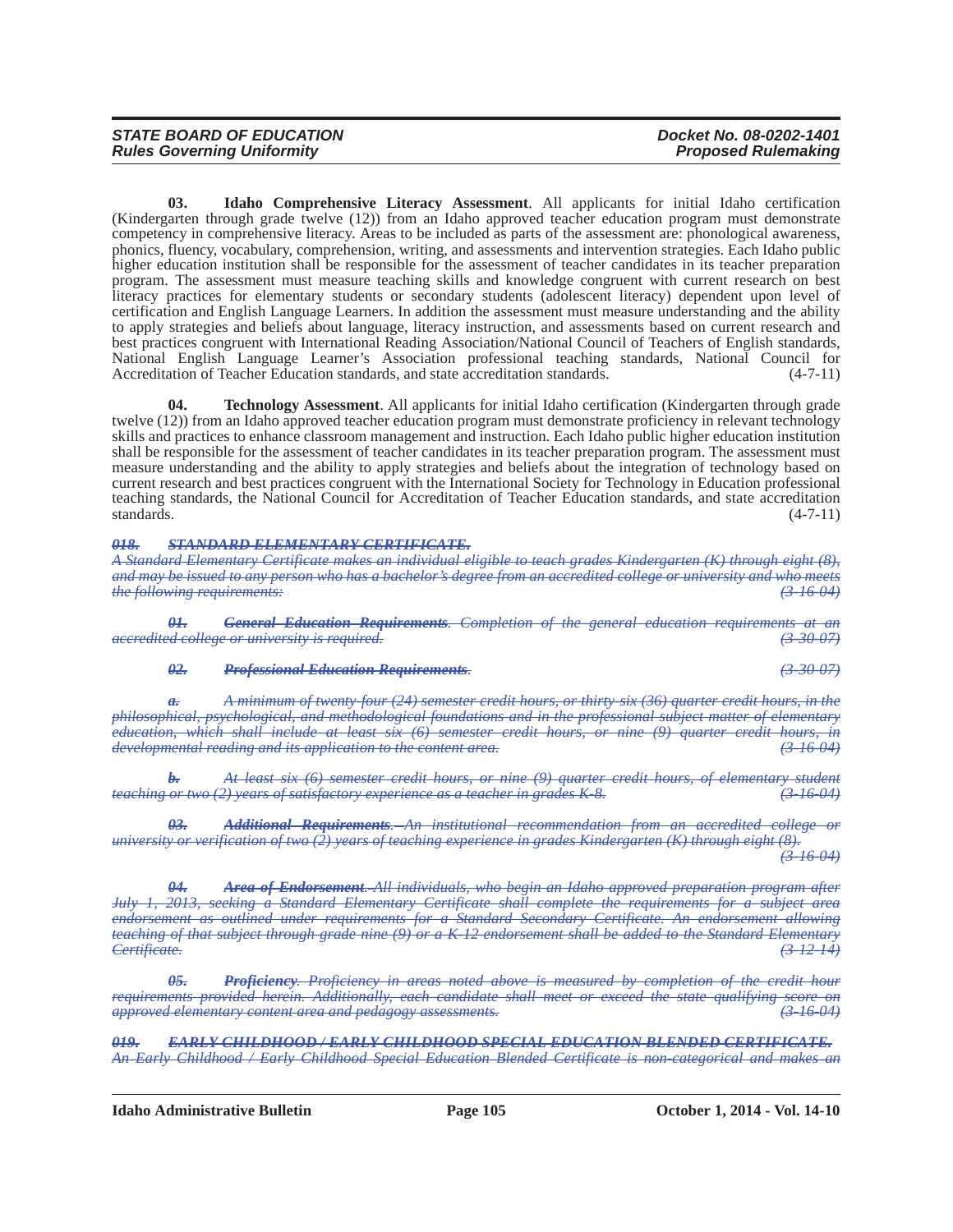**03. Idaho Comprehensive Literacy Assessment**. All applicants for initial Idaho certification (Kindergarten through grade twelve (12)) from an Idaho approved teacher education program must demonstrate competency in comprehensive literacy. Areas to be included as parts of the assessment are: phonological awareness, phonics, fluency, vocabulary, comprehension, writing, and assessments and intervention strategies. Each Idaho public higher education institution shall be responsible for the assessment of teacher candidates in its teacher preparation program. The assessment must measure teaching skills and knowledge congruent with current research on best literacy practices for elementary students or secondary students (adolescent literacy) dependent upon level of certification and English Language Learners. In addition the assessment must measure understanding and the ability to apply strategies and beliefs about language, literacy instruction, and assessments based on current research and best practices congruent with International Reading Association/National Council of Teachers of English standards, National English Language Learner's Association professional teaching standards, National Council for Accreditation of Teacher Education standards, and state accreditation standards. (4-7-11)

**04. Technology Assessment**. All applicants for initial Idaho certification (Kindergarten through grade twelve (12)) from an Idaho approved teacher education program must demonstrate proficiency in relevant technology skills and practices to enhance classroom management and instruction. Each Idaho public higher education institution shall be responsible for the assessment of teacher candidates in its teacher preparation program. The assessment must measure understanding and the ability to apply strategies and beliefs about the integration of technology based on current research and best practices congruent with the International Society for Technology in Education professional teaching standards, the National Council for Accreditation of Teacher Education standards, and state accreditation standards. (4-7-11)

~~***018. STANDARD ELEMENTARY CERTIFICATE.***~~
~~*A Standard Elementary Certificate makes an individual eligible to teach grades Kindergarten (K) through eight (8), and may be issued to any person who has a bachelor's degree from an accredited college or university and who meets the following requirements: (3-16-04)*~~

~~***01. General Education Requirements**. Completion of the general education requirements at an accredited college or university is required. (3-30-07)*~~

~~***02. Professional Education Requirements**. (3-30-07)*~~

~~*a. A minimum of twenty-four (24) semester credit hours, or thirty-six (36) quarter credit hours, in the philosophical, psychological, and methodological foundations and in the professional subject matter of elementary education, which shall include at least six (6) semester credit hours, or nine (9) quarter credit hours, in developmental reading and its application to the content area. (3-16-04)*~~

~~*b. At least six (6) semester credit hours, or nine (9) quarter credit hours, of elementary student teaching or two (2) years of satisfactory experience as a teacher in grades K-8. (3-16-04)*~~

~~***03. Additional Requirements**. An institutional recommendation from an accredited college or university or verification of two (2) years of teaching experience in grades Kindergarten (K) through eight (8). (3-16-04)*~~

~~***04. Area of Endorsement**. All individuals, who begin an Idaho approved preparation program after July 1, 2013, seeking a Standard Elementary Certificate shall complete the requirements for a subject area endorsement as outlined under requirements for a Standard Secondary Certificate. An endorsement allowing teaching of that subject through grade nine (9) or a K-12 endorsement shall be added to the Standard Elementary Certificate. (3-12-14)*~~

~~***05. Proficiency**. Proficiency in areas noted above is measured by completion of the credit hour requirements provided herein. Additionally, each candidate shall meet or exceed the state qualifying score on approved elementary content area and pedagogy assessments. (3-16-04)*~~

~~***019. EARLY CHILDHOOD / EARLY CHILDHOOD SPECIAL EDUCATION BLENDED CERTIFICATE.***~~
~~*An Early Childhood / Early Childhood Special Education Blended Certificate is non-categorical and makes an*~~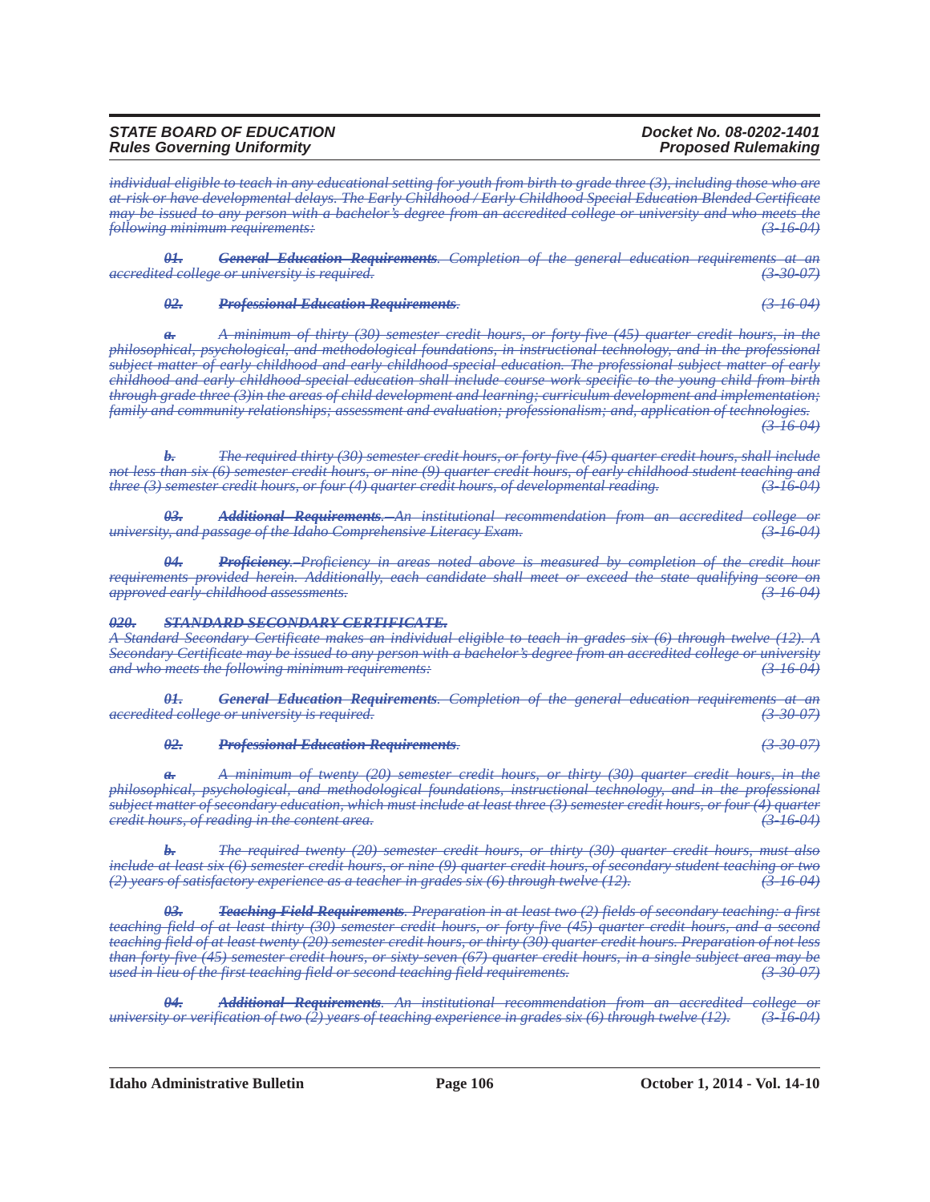~~*individual eligible to teach in any educational setting for youth from birth to grade three (3), including those who are at-risk or have developmental delays. The Early Childhood / Early Childhood Special Education Blended Certificate may be issued to any person with a bachelor's degree from an accredited college or university and who meets the following minimum requirements:*~~ ~~*(3-16-04)*~~

~~***01. General Education Requirements**. Completion of the general education requirements at an accredited college or university is required.*~~ ~~*(3-30-07)*~~

~~***02. Professional Education Requirements**.*~~ ~~*(3-16-04)*~~

~~***a.** A minimum of thirty (30) semester credit hours, or forty-five (45) quarter credit hours, in the philosophical, psychological, and methodological foundations, in instructional technology, and in the professional subject matter of early childhood and early childhood special education. The professional subject matter of early childhood and early childhood special education shall include course work specific to the young child from birth through grade three (3)in the areas of child development and learning; curriculum development and implementation; family and community relationships; assessment and evaluation; professionalism; and, application of technologies.*~~ ~~*(3-16-04)*~~

~~***b.** The required thirty (30) semester credit hours, or forty-five (45) quarter credit hours, shall include not less than six (6) semester credit hours, or nine (9) quarter credit hours, of early childhood student teaching and three (3) semester credit hours, or four (4) quarter credit hours, of developmental reading.*~~ ~~*(3-16-04)*~~

~~***03. Additional Requirements**. An institutional recommendation from an accredited college or university, and passage of the Idaho Comprehensive Literacy Exam.*~~ ~~*(3-16-04)*~~

~~***04. Proficiency**. Proficiency in areas noted above is measured by completion of the credit hour requirements provided herein. Additionally, each candidate shall meet or exceed the state qualifying score on approved early childhood assessments.*~~ ~~*(3-16-04)*~~

~~***020. STANDARD SECONDARY CERTIFICATE.***~~

~~*A Standard Secondary Certificate makes an individual eligible to teach in grades six (6) through twelve (12). A Secondary Certificate may be issued to any person with a bachelor's degree from an accredited college or university and who meets the following minimum requirements:*~~ ~~*(3-16-04)*~~

~~***01. General Education Requirements**. Completion of the general education requirements at an accredited college or university is required.*~~ ~~*(3-30-07)*~~

~~***02. Professional Education Requirements**.*~~ ~~*(3-30-07)*~~

~~***a.** A minimum of twenty (20) semester credit hours, or thirty (30) quarter credit hours, in the philosophical, psychological, and methodological foundations, instructional technology, and in the professional subject matter of secondary education, which must include at least three (3) semester credit hours, or four (4) quarter credit hours, of reading in the content area.*~~ ~~*(3-16-04)*~~

~~***b.** The required twenty (20) semester credit hours, or thirty (30) quarter credit hours, must also include at least six (6) semester credit hours, or nine (9) quarter credit hours, of secondary student teaching or two (2) years of satisfactory experience as a teacher in grades six (6) through twelve (12).*~~ ~~*(3-16-04)*~~

~~***03. Teaching Field Requirements**. Preparation in at least two (2) fields of secondary teaching: a first teaching field of at least thirty (30) semester credit hours, or forty-five (45) quarter credit hours, and a second teaching field of at least twenty (20) semester credit hours, or thirty (30) quarter credit hours. Preparation of not less than forty-five (45) semester credit hours, or sixty-seven (67) quarter credit hours, in a single subject area may be used in lieu of the first teaching field or second teaching field requirements.*~~ ~~*(3-30-07)*~~

~~***04. Additional Requirements**. An institutional recommendation from an accredited college or university or verification of two (2) years of teaching experience in grades six (6) through twelve (12).*~~ ~~*(3-16-04)*~~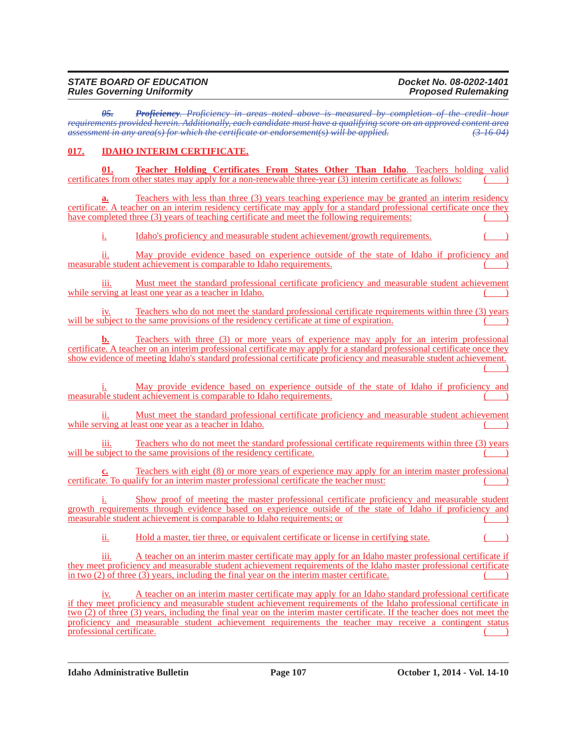~~*05. Proficiency. Proficiency in areas noted above is measured by completion of the credit hour requirements provided herein. Additionally, each candidate must have a qualifying score on an approved content area assessment in any area(s) for which the certificate or endorsement(s) will be applied.*~~ ~~*(3-16-04)*~~

**017. IDAHO INTERIM CERTIFICATE.**

**01. Teacher Holding Certificates From States Other Than Idaho**. Teachers holding valid certificates from other states may apply for a non-renewable three-year (3) interim certificate as follows: ( )

**a.** Teachers with less than three (3) years teaching experience may be granted an interim residency certificate. A teacher on an interim residency certificate may apply for a standard professional certificate once they have completed three (3) years of teaching certificate and meet the following requirements: ( )

i. Idaho's proficiency and measurable student achievement/growth requirements. ( )

ii. May provide evidence based on experience outside of the state of Idaho if proficiency and measurable student achievement is comparable to Idaho requirements. ( )

iii. Must meet the standard professional certificate proficiency and measurable student achievement while serving at least one year as a teacher in Idaho. ( )

iv. Teachers who do not meet the standard professional certificate requirements within three (3) years will be subject to the same provisions of the residency certificate at time of expiration. ( )

**b.** Teachers with three (3) or more years of experience may apply for an interim professional certificate. A teacher on an interim professional certificate may apply for a standard professional certificate once they show evidence of meeting Idaho's standard professional certificate proficiency and measurable student achievement. ( )

i. May provide evidence based on experience outside of the state of Idaho if proficiency and measurable student achievement is comparable to Idaho requirements. ( )

ii. Must meet the standard professional certificate proficiency and measurable student achievement while serving at least one year as a teacher in Idaho. ( )

iii. Teachers who do not meet the standard professional certificate requirements within three (3) years will be subject to the same provisions of the residency certificate. ( )

**c.** Teachers with eight (8) or more years of experience may apply for an interim master professional certificate. To qualify for an interim master professional certificate the teacher must: ( )

i. Show proof of meeting the master professional certificate proficiency and measurable student growth requirements through evidence based on experience outside of the state of Idaho if proficiency and measurable student achievement is comparable to Idaho requirements; or ( )

ii. Hold a master, tier three, or equivalent certificate or license in certifying state. ( )

iii. A teacher on an interim master certificate may apply for an Idaho master professional certificate if they meet proficiency and measurable student achievement requirements of the Idaho master professional certificate in two (2) of three (3) years, including the final year on the interim master certificate. ( )

iv. A teacher on an interim master certificate may apply for an Idaho standard professional certificate if they meet proficiency and measurable student achievement requirements of the Idaho professional certificate in two (2) of three (3) years, including the final year on the interim master certificate. If the teacher does not meet the proficiency and measurable student achievement requirements the teacher may receive a contingent status professional certificate. ( )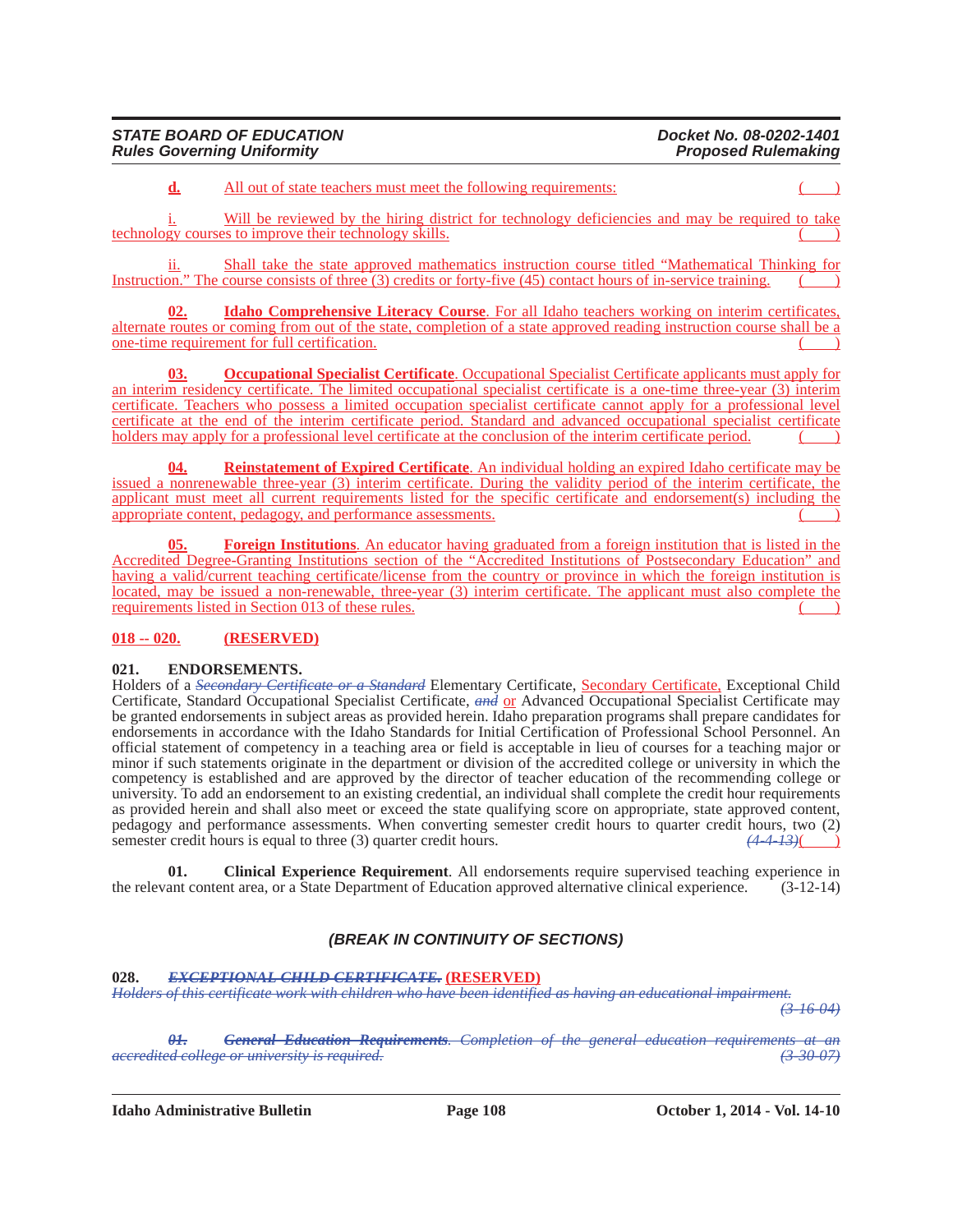**d.** All out of state teachers must meet the following requirements: ( )

i. Will be reviewed by the hiring district for technology deficiencies and may be required to take technology courses to improve their technology skills. ( )

ii. Shall take the state approved mathematics instruction course titled "Mathematical Thinking for Instruction." The course consists of three (3) credits or forty-five (45) contact hours of in-service training. ( )

**02. Idaho Comprehensive Literacy Course**. For all Idaho teachers working on interim certificates, alternate routes or coming from out of the state, completion of a state approved reading instruction course shall be a one-time requirement for full certification. ( )

**03. Occupational Specialist Certificate**. Occupational Specialist Certificate applicants must apply for an interim residency certificate. The limited occupational specialist certificate is a one-time three-year (3) interim certificate. Teachers who possess a limited occupation specialist certificate cannot apply for a professional level certificate at the end of the interim certificate period. Standard and advanced occupational specialist certificate holders may apply for a professional level certificate at the conclusion of the interim certificate period. ( )

**04. Reinstatement of Expired Certificate**. An individual holding an expired Idaho certificate may be issued a nonrenewable three-year (3) interim certificate. During the validity period of the interim certificate, the applicant must meet all current requirements listed for the specific certificate and endorsement(s) including the appropriate content, pedagogy, and performance assessments. ( )

**05. Foreign Institutions**. An educator having graduated from a foreign institution that is listed in the Accredited Degree-Granting Institutions section of the "Accredited Institutions of Postsecondary Education" and having a valid/current teaching certificate/license from the country or province in which the foreign institution is located, may be issued a non-renewable, three-year (3) interim certificate. The applicant must also complete the requirements listed in Section 013 of these rules. ( )

### 018 -- 020. (RESERVED)

### 021. ENDORSEMENTS.

Holders of a ~~*Secondary Certificate or a Standard*~~ Elementary Certificate, Secondary Certificate, Exceptional Child Certificate, Standard Occupational Specialist Certificate, ~~*and*~~ or Advanced Occupational Specialist Certificate may be granted endorsements in subject areas as provided herein. Idaho preparation programs shall prepare candidates for endorsements in accordance with the Idaho Standards for Initial Certification of Professional School Personnel. An official statement of competency in a teaching area or field is acceptable in lieu of courses for a teaching major or minor if such statements originate in the department or division of the accredited college or university in which the competency is established and are approved by the director of teacher education of the recommending college or university. To add an endorsement to an existing credential, an individual shall complete the credit hour requirements as provided herein and shall also meet or exceed the state qualifying score on appropriate, state approved content, pedagogy and performance assessments. When converting semester credit hours to quarter credit hours, two (2) semester credit hours is equal to three (3) quarter credit hours. ~~*(4-4-13)*~~( )

**01. Clinical Experience Requirement**. All endorsements require supervised teaching experience in the relevant content area, or a State Department of Education approved alternative clinical experience. (3-12-14)

***(BREAK IN CONTINUITY OF SECTIONS)***

### 028. ~~*EXCEPTIONAL CHILD CERTIFICATE.*~~ (RESERVED)

~~*Holders of this certificate work with children who have been identified as having an educational impairment.*~~ ~~*(3-16-04)*~~

~~***01. General Education Requirements***~~~~*. Completion of the general education requirements at an accredited college or university is required.*~~ ~~*(3-30-07)*~~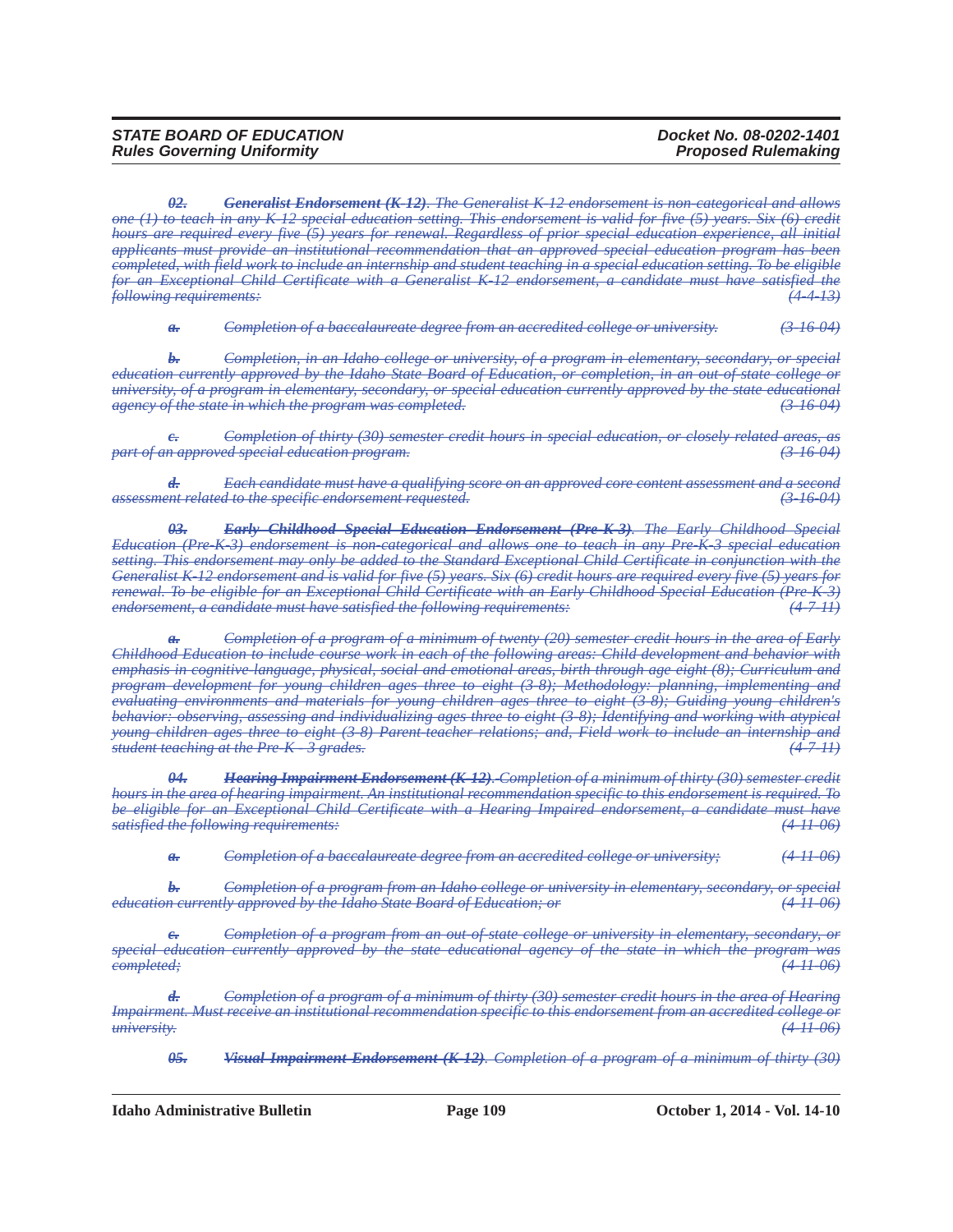*~~02.~~* ~~***Generalist Endorsement (K-12)***~~. ~~*The Generalist K-12 endorsement is non-categorical and allows one (1) to teach in any K-12 special education setting. This endorsement is valid for five (5) years. Six (6) credit hours are required every five (5) years for renewal. Regardless of prior special education experience, all initial applicants must provide an institutional recommendation that an approved special education program has been completed, with field work to include an internship and student teaching in a special education setting. To be eligible for an Exceptional Child Certificate with a Generalist K-12 endorsement, a candidate must have satisfied the following requirements:*~~ ~~*(4-4-13)*~~

~~*a.*~~ ~~*Completion of a baccalaureate degree from an accredited college or university.*~~ ~~*(3-16-04)*~~

~~*b.*~~ ~~*Completion, in an Idaho college or university, of a program in elementary, secondary, or special education currently approved by the Idaho State Board of Education, or completion, in an out-of-state college or university, of a program in elementary, secondary, or special education currently approved by the state educational agency of the state in which the program was completed.*~~ ~~*(3-16-04)*~~

~~*c.*~~ ~~*Completion of thirty (30) semester credit hours in special education, or closely related areas, as part of an approved special education program.*~~ ~~*(3-16-04)*~~

~~*d.*~~ ~~*Each candidate must have a qualifying score on an approved core content assessment and a second assessment related to the specific endorsement requested.*~~ ~~*(3-16-04)*~~

*~~03.~~* ~~***Early Childhood Special Education Endorsement (Pre-K-3)***~~. ~~*The Early Childhood Special Education (Pre-K-3) endorsement is non-categorical and allows one to teach in any Pre-K-3 special education setting. This endorsement may only be added to the Standard Exceptional Child Certificate in conjunction with the Generalist K-12 endorsement and is valid for five (5) years. Six (6) credit hours are required every five (5) years for renewal. To be eligible for an Exceptional Child Certificate with an Early Childhood Special Education (Pre-K-3) endorsement, a candidate must have satisfied the following requirements:*~~ ~~*(4-7-11)*~~

~~*a.*~~ ~~*Completion of a program of a minimum of twenty (20) semester credit hours in the area of Early Childhood Education to include course work in each of the following areas: Child development and behavior with emphasis in cognitive-language, physical, social and emotional areas, birth through age eight (8); Curriculum and program development for young children ages three to eight (3-8); Methodology: planning, implementing and evaluating environments and materials for young children ages three to eight (3-8); Guiding young children's behavior: observing, assessing and individualizing ages three to eight (3-8); Identifying and working with atypical young children ages three to eight (3-8) Parent-teacher relations; and, Field work to include an internship and student teaching at the Pre-K - 3 grades.*~~ ~~*(4-7-11)*~~

*~~04.~~* ~~***Hearing Impairment Endorsement (K-12)***~~. ~~*Completion of a minimum of thirty (30) semester credit hours in the area of hearing impairment. An institutional recommendation specific to this endorsement is required. To be eligible for an Exceptional Child Certificate with a Hearing Impaired endorsement, a candidate must have satisfied the following requirements:*~~ ~~*(4-11-06)*~~

~~*a.*~~ ~~*Completion of a baccalaureate degree from an accredited college or university;*~~ ~~*(4-11-06)*~~

~~*b.*~~ ~~*Completion of a program from an Idaho college or university in elementary, secondary, or special education currently approved by the Idaho State Board of Education; or*~~ ~~*(4-11-06)*~~

~~*c.*~~ ~~*Completion of a program from an out-of-state college or university in elementary, secondary, or special education currently approved by the state educational agency of the state in which the program was completed;*~~ ~~*(4-11-06)*~~

~~*d.*~~ ~~*Completion of a program of a minimum of thirty (30) semester credit hours in the area of Hearing Impairment. Must receive an institutional recommendation specific to this endorsement from an accredited college or university.*~~ ~~*(4-11-06)*~~

*~~05.~~* ~~***Visual Impairment Endorsement (K-12)***~~. ~~*Completion of a program of a minimum of thirty (30)*~~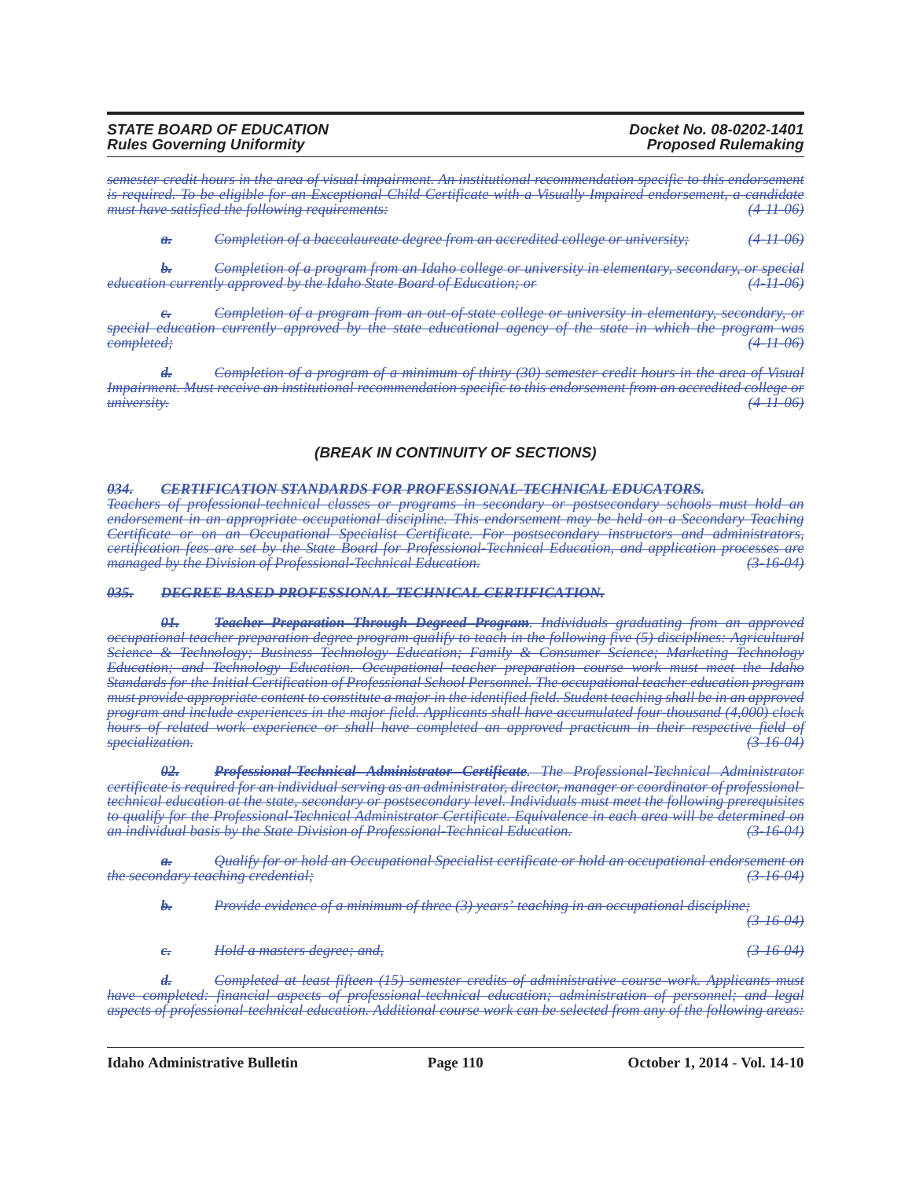~~*semester credit hours in the area of visual impairment. An institutional recommendation specific to this endorsement is required. To be eligible for an Exceptional Child Certificate with a Visually Impaired endorsement, a candidate must have satisfied the following requirements:*~~ ~~*(4-11-06)*~~

~~***a.***~~ ~~*Completion of a baccalaureate degree from an accredited college or university;*~~ ~~*(4-11-06)*~~

~~***b.***~~ ~~*Completion of a program from an Idaho college or university in elementary, secondary, or special education currently approved by the Idaho State Board of Education; or*~~ ~~*(4-11-06)*~~

~~***c.***~~ ~~*Completion of a program from an out-of-state college or university in elementary, secondary, or special education currently approved by the state educational agency of the state in which the program was completed;*~~ ~~*(4-11-06)*~~

~~***d.***~~ ~~*Completion of a program of a minimum of thirty (30) semester credit hours in the area of Visual Impairment. Must receive an institutional recommendation specific to this endorsement from an accredited college or university.*~~ ~~*(4-11-06)*~~

***(BREAK IN CONTINUITY OF SECTIONS)***

~~***034. CERTIFICATION STANDARDS FOR PROFESSIONAL-TECHNICAL EDUCATORS.***~~

~~*Teachers of professional-technical classes or programs in secondary or postsecondary schools must hold an endorsement in an appropriate occupational discipline. This endorsement may be held on a Secondary Teaching Certificate or on an Occupational Specialist Certificate. For postsecondary instructors and administrators, certification fees are set by the State Board for Professional-Technical Education, and application processes are managed by the Division of Professional-Technical Education.*~~ ~~*(3-16-04)*~~

~~***035. DEGREE-BASED PROFESSIONAL-TECHNICAL CERTIFICATION.***~~

~~***01. Teacher Preparation Through Degreed Program***~~~~*. Individuals graduating from an approved occupational teacher preparation degree program qualify to teach in the following five (5) disciplines: Agricultural Science & Technology; Business Technology Education; Family & Consumer Science; Marketing Technology Education; and Technology Education. Occupational teacher preparation course work must meet the Idaho Standards for the Initial Certification of Professional School Personnel. The occupational teacher education program must provide appropriate content to constitute a major in the identified field. Student teaching shall be in an approved program and include experiences in the major field. Applicants shall have accumulated four thousand (4,000) clock hours of related work experience or shall have completed an approved practicum in their respective field of specialization.*~~ ~~*(3-16-04)*~~

~~***02. Professional-Technical Administrator Certificate***~~~~*. The Professional-Technical Administrator certificate is required for an individual serving as an administrator, director, manager or coordinator of professional-technical education at the state, secondary or postsecondary level. Individuals must meet the following prerequisites to qualify for the Professional-Technical Administrator Certificate. Equivalence in each area will be determined on an individual basis by the State Division of Professional-Technical Education.*~~ ~~*(3-16-04)*~~

~~***a.***~~ ~~*Qualify for or hold an Occupational Specialist certificate or hold an occupational endorsement on the secondary teaching credential;*~~ ~~*(3-16-04)*~~

~~***b.***~~ ~~*Provide evidence of a minimum of three (3) years' teaching in an occupational discipline;*~~ ~~*(3-16-04)*~~

~~***c.***~~ ~~*Hold a masters degree; and,*~~ ~~*(3-16-04)*~~

~~***d.***~~ ~~*Completed at least fifteen (15) semester credits of administrative course work. Applicants must have completed: financial aspects of professional-technical education; administration of personnel; and legal aspects of professional-technical education. Additional course work can be selected from any of the following areas:*~~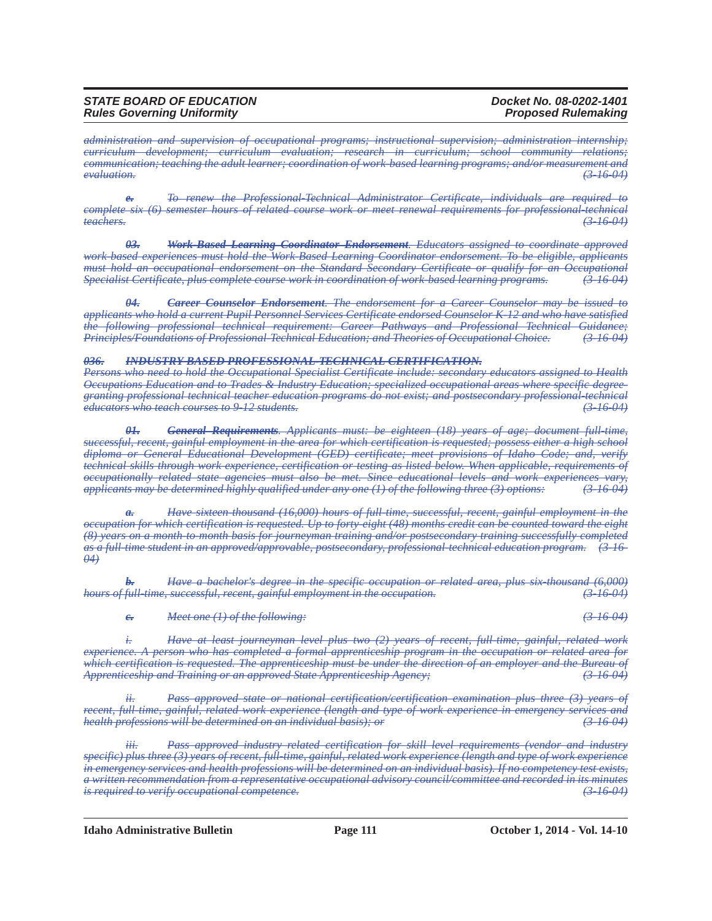~~*administration and supervision of occupational programs; instructional supervision; administration internship; curriculum development; curriculum evaluation; research in curriculum; school community relations; communication; teaching the adult learner; coordination of work-based learning programs; and/or measurement and evaluation.*~~ ~~*(3-16-04)*~~

~~***e.*** *To renew the Professional-Technical Administrator Certificate, individuals are required to complete six (6) semester hours of related course work or meet renewal requirements for professional-technical teachers.*~~ ~~*(3-16-04)*~~

~~***03.*** ***Work-Based Learning Coordinator Endorsement****. Educators assigned to coordinate approved work-based experiences must hold the Work-Based Learning Coordinator endorsement. To be eligible, applicants must hold an occupational endorsement on the Standard Secondary Certificate or qualify for an Occupational Specialist Certificate, plus complete course work in coordination of work-based learning programs.*~~ ~~*(3-16-04)*~~

~~***04.*** ***Career Counselor Endorsement****. The endorsement for a Career Counselor may be issued to applicants who hold a current Pupil Personnel Services Certificate endorsed Counselor K-12 and who have satisfied the following professional technical requirement: Career Pathways and Professional Technical Guidance; Principles/Foundations of Professional-Technical Education; and Theories of Occupational Choice.*~~ ~~*(3-16-04)*~~

~~***036.*** ***INDUSTRY BASED PROFESSIONAL-TECHNICAL CERTIFICATION.***~~

~~*Persons who need to hold the Occupational Specialist Certificate include: secondary educators assigned to Health Occupations Education and to Trades & Industry Education; specialized occupational areas where specific degree-granting professional-technical teacher education programs do not exist; and postsecondary professional-technical educators who teach courses to 9-12 students.*~~ ~~*(3-16-04)*~~

~~***01.*** ***General Requirements****. Applicants must: be eighteen (18) years of age; document full-time, successful, recent, gainful employment in the area for which certification is requested; possess either a high school diploma or General Educational Development (GED) certificate; meet provisions of Idaho Code; and, verify technical skills through work experience, certification or testing as listed below. When applicable, requirements of occupationally related state agencies must also be met. Since educational levels and work experiences vary, applicants may be determined highly qualified under any one (1) of the following three (3) options:*~~ ~~*(3-16-04)*~~

~~***a.*** *Have sixteen thousand (16,000) hours of full-time, successful, recent, gainful employment in the occupation for which certification is requested. Up to forty-eight (48) months credit can be counted toward the eight (8) years on a month-to-month basis for journeyman training and/or postsecondary training successfully completed as a full-time student in an approved/approvable, postsecondary, professional-technical education program.*~~ ~~*(3-16-04)*~~

~~***b.*** *Have a bachelor's degree in the specific occupation or related area, plus six-thousand (6,000) hours of full-time, successful, recent, gainful employment in the occupation.*~~ ~~*(3-16-04)*~~

~~***c.*** *Meet one (1) of the following:*~~ ~~*(3-16-04)*~~

~~*i.* *Have at least journeyman level plus two (2) years of recent, full-time, gainful, related work experience. A person who has completed a formal apprenticeship program in the occupation or related area for which certification is requested. The apprenticeship must be under the direction of an employer and the Bureau of Apprenticeship and Training or an approved State Apprenticeship Agency;*~~ ~~*(3-16-04)*~~

~~*ii.* *Pass approved state or national certification/certification examination plus three (3) years of recent, full-time, gainful, related work experience (length and type of work experience in emergency services and health professions will be determined on an individual basis); or*~~ ~~*(3-16-04)*~~

~~*iii.* *Pass approved industry related certification for skill level requirements (vendor and industry specific) plus three (3) years of recent, full-time, gainful, related work experience (length and type of work experience in emergency services and health professions will be determined on an individual basis). If no competency test exists, a written recommendation from a representative occupational advisory council/committee and recorded in its minutes is required to verify occupational competence.*~~ ~~*(3-16-04)*~~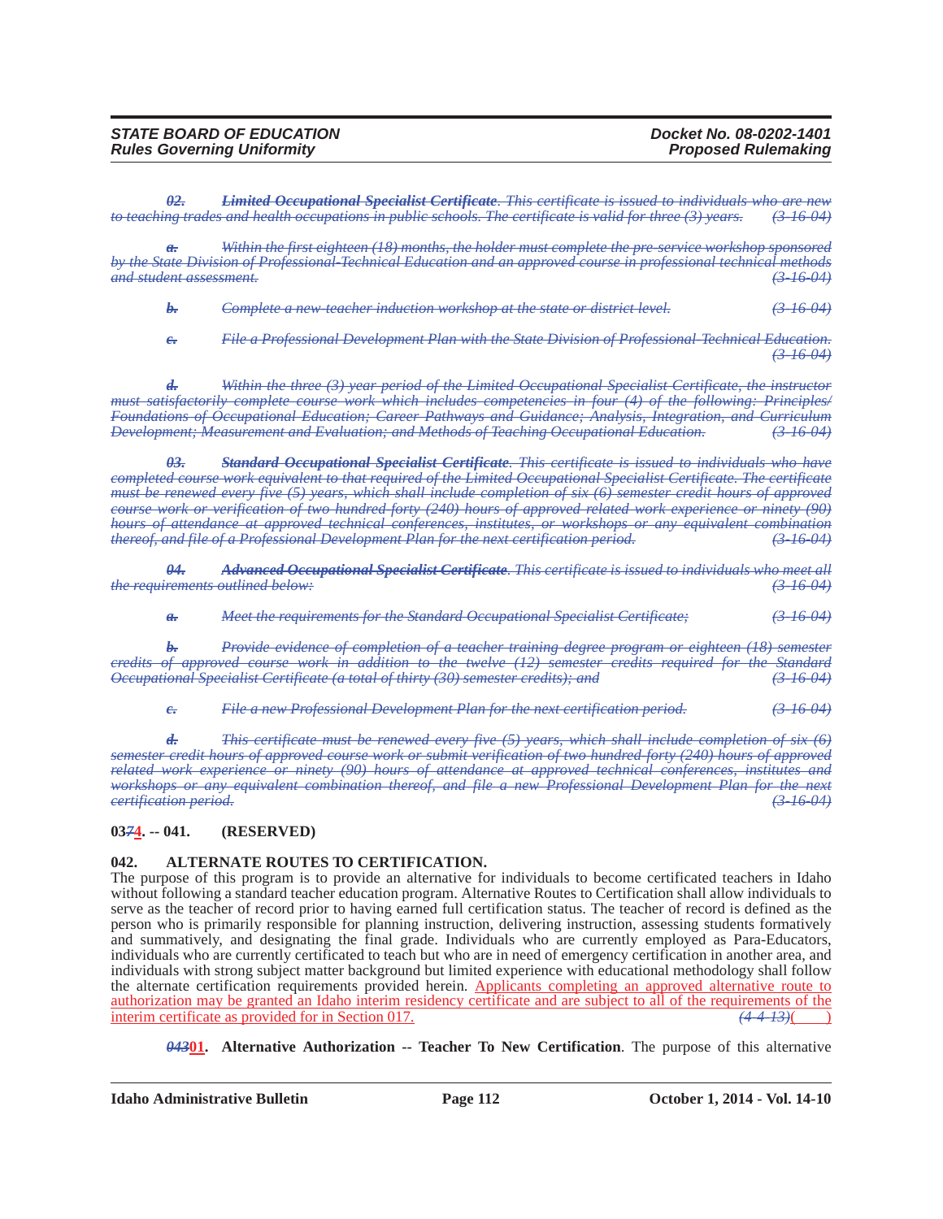~~*02. Limited Occupational Specialist Certificate. This certificate is issued to individuals who are new to teaching trades and health occupations in public schools. The certificate is valid for three (3) years. (3-16-04)*~~

~~*a. Within the first eighteen (18) months, the holder must complete the pre-service workshop sponsored by the State Division of Professional-Technical Education and an approved course in professional technical methods and student assessment. (3-16-04)*~~

~~*b. Complete a new-teacher induction workshop at the state or district level. (3-16-04)*~~

~~*c. File a Professional Development Plan with the State Division of Professional-Technical Education. (3-16-04)*~~

~~*d. Within the three (3) year period of the Limited Occupational Specialist Certificate, the instructor must satisfactorily complete course work which includes competencies in four (4) of the following: Principles/Foundations of Occupational Education; Career Pathways and Guidance; Analysis, Integration, and Curriculum Development; Measurement and Evaluation; and Methods of Teaching Occupational Education. (3-16-04)*~~

~~*03. Standard Occupational Specialist Certificate. This certificate is issued to individuals who have completed course work equivalent to that required of the Limited Occupational Specialist Certificate. The certificate must be renewed every five (5) years, which shall include completion of six (6) semester credit hours of approved course work or verification of two hundred forty (240) hours of approved related work experience or ninety (90) hours of attendance at approved technical conferences, institutes, or workshops or any equivalent combination thereof, and file of a Professional Development Plan for the next certification period. (3-16-04)*~~

~~*04. Advanced Occupational Specialist Certificate. This certificate is issued to individuals who meet all the requirements outlined below: (3-16-04)*~~

~~*a. Meet the requirements for the Standard Occupational Specialist Certificate; (3-16-04)*~~

~~*b. Provide evidence of completion of a teacher training degree program or eighteen (18) semester credits of approved course work in addition to the twelve (12) semester credits required for the Standard Occupational Specialist Certificate (a total of thirty (30) semester credits); and (3-16-04)*~~

~~*c. File a new Professional Development Plan for the next certification period. (3-16-04)*~~

~~*d. This certificate must be renewed every five (5) years, which shall include completion of six (6) semester credit hours of approved course work or submit verification of two hundred forty (240) hours of approved related work experience or ninety (90) hours of attendance at approved technical conferences, institutes and workshops or any equivalent combination thereof, and file a new Professional Development Plan for the next certification period. (3-16-04)*~~

**03~~7~~<u>4</u>. -- 041. (RESERVED)**

**042. ALTERNATE ROUTES TO CERTIFICATION.**

The purpose of this program is to provide an alternative for individuals to become certificated teachers in Idaho without following a standard teacher education program. Alternative Routes to Certification shall allow individuals to serve as the teacher of record prior to having earned full certification status. The teacher of record is defined as the person who is primarily responsible for planning instruction, delivering instruction, assessing students formatively and summatively, and designating the final grade. Individuals who are currently employed as Para-Educators, individuals who are currently certificated to teach but who are in need of emergency certification in another area, and individuals with strong subject matter background but limited experience with educational methodology shall follow the alternate certification requirements provided herein. <u>Applicants completing an approved alternative route to authorization may be granted an Idaho interim residency certificate and are subject to all of the requirements of the interim certificate as provided for in Section 017.</u> ~~*(4-4-13)*~~<u>(    )</u>

~~*043*~~<u>**01**</u>**. Alternative Authorization -- Teacher To New Certification**. The purpose of this alternative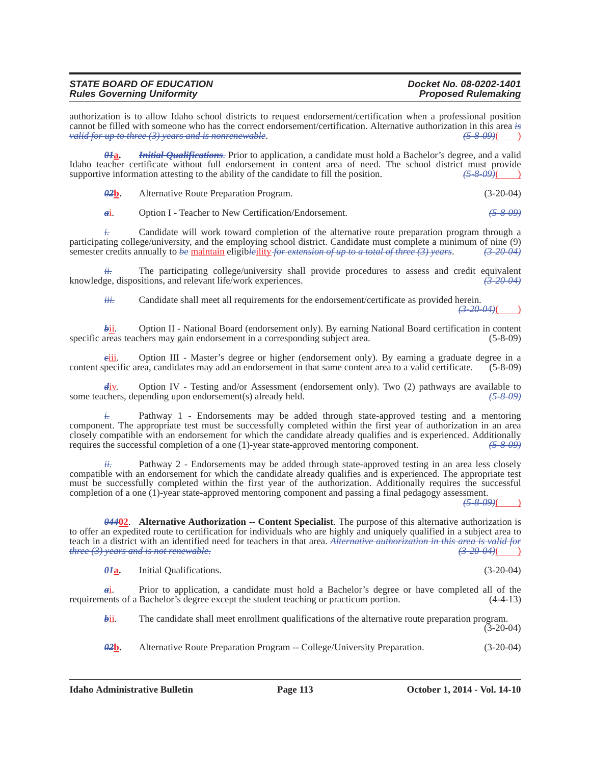authorization is to allow Idaho school districts to request endorsement/certification when a professional position cannot be filled with someone who has the correct endorsement/certification. Alternative authorization in this area ~~*is valid for up to three (3) years and is nonrenewable*~~. ~~*(5-8-09)*~~(____)

~~***01***~~**a.** ~~***Initial Qualifications***~~. Prior to application, a candidate must hold a Bachelor's degree, and a valid Idaho teacher certificate without full endorsement in content area of need. The school district must provide supportive information attesting to the ability of the candidate to fill the position. ~~*(5-8-09)*~~(____)

~~***02***~~**b.** Alternative Route Preparation Program. (3-20-04)

~~*a*~~i. Option I - Teacher to New Certification/Endorsement. ~~*(5-8-09)*~~

~~*i.*~~ Candidate will work toward completion of the alternative route preparation program through a participating college/university, and the employing school district. Candidate must complete a minimum of nine (9) semester credits annually to ~~*be*~~ maintain eligib~~*le*~~ility ~~*for extension of up to a total of three (3) years*~~. ~~*(3-20-04)*~~

~~*ii.*~~ The participating college/university shall provide procedures to assess and credit equivalent knowledge, dispositions, and relevant life/work experiences. ~~*(3-20-04)*~~

~~*iii.*~~ Candidate shall meet all requirements for the endorsement/certificate as provided herein. ~~*(3-20-04)*~~(____)

~~*b*~~ii. Option II - National Board (endorsement only). By earning National Board certification in content specific areas teachers may gain endorsement in a corresponding subject area. (5-8-09)

~~*c*~~iii. Option III - Master's degree or higher (endorsement only). By earning a graduate degree in a content specific area, candidates may add an endorsement in that same content area to a valid certificate. (5-8-09)

~~*d*~~iv. Option IV - Testing and/or Assessment (endorsement only). Two (2) pathways are available to some teachers, depending upon endorsement(s) already held. ~~*(5-8-09)*~~

~~*i.*~~ Pathway 1 - Endorsements may be added through state-approved testing and a mentoring component. The appropriate test must be successfully completed within the first year of authorization in an area closely compatible with an endorsement for which the candidate already qualifies and is experienced. Additionally requires the successful completion of a one (1)-year state-approved mentoring component. ~~*(5-8-09)*~~

~~*ii.*~~ Pathway 2 - Endorsements may be added through state-approved testing in an area less closely compatible with an endorsement for which the candidate already qualifies and is experienced. The appropriate test must be successfully completed within the first year of the authorization. Additionally requires the successful completion of a one (1)-year state-approved mentoring component and passing a final pedagogy assessment. ~~*(5-8-09)*~~(____)

~~***044***~~**02**. **Alternative Authorization -- Content Specialist**. The purpose of this alternative authorization is to offer an expedited route to certification for individuals who are highly and uniquely qualified in a subject area to teach in a district with an identified need for teachers in that area. ~~*Alternative authorization in this area is valid for three (3) years and is not renewable.*~~ ~~*(3-20-04)*~~(____)

~~***01***~~**a.** Initial Qualifications. (3-20-04)

~~*a*~~i. Prior to application, a candidate must hold a Bachelor's degree or have completed all of the requirements of a Bachelor's degree except the student teaching or practicum portion. (4-4-13)

~~*b*~~ii. The candidate shall meet enrollment qualifications of the alternative route preparation program. (3-20-04)

~~***02***~~**b.** Alternative Route Preparation Program -- College/University Preparation. (3-20-04)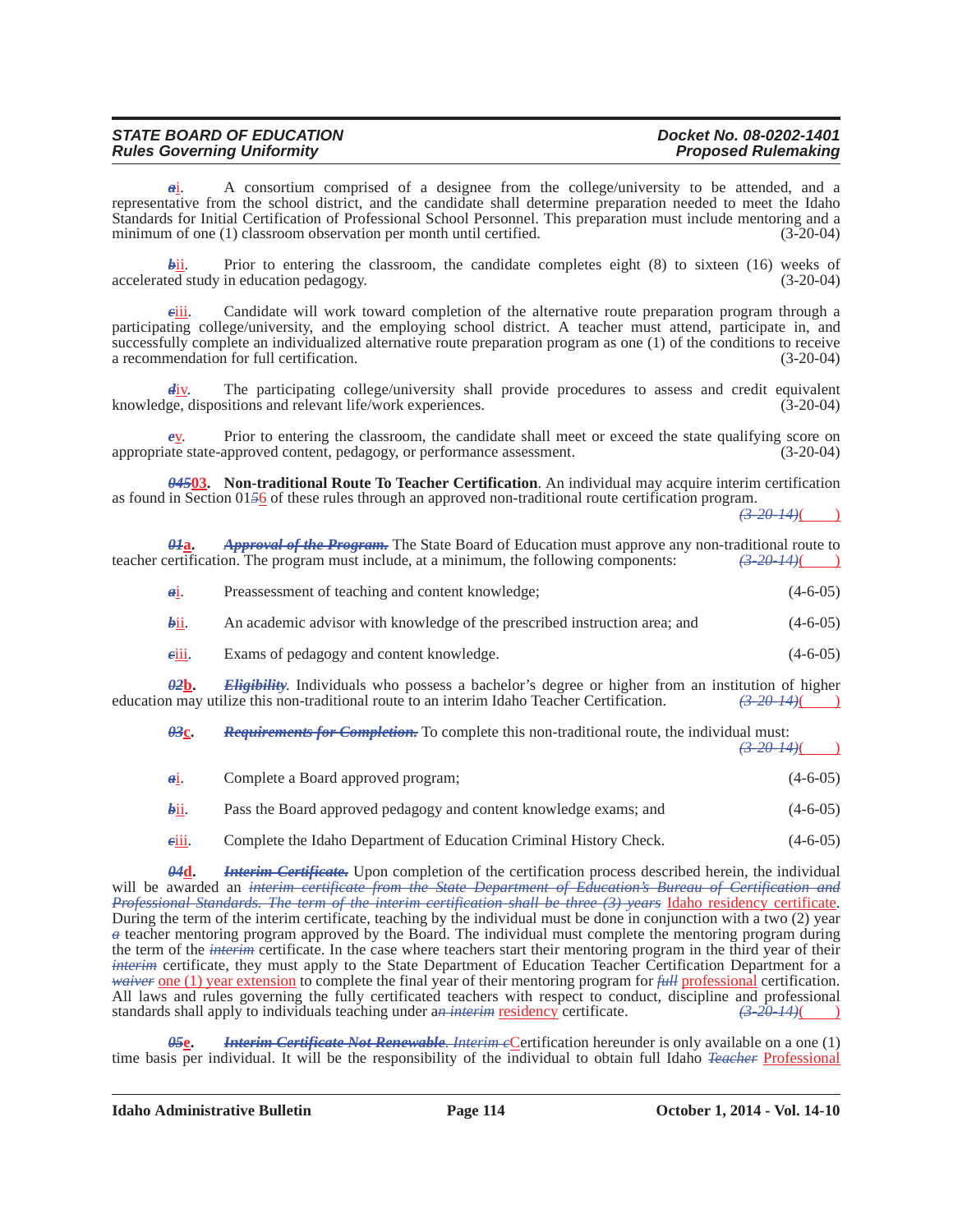~~a~~i. A consortium comprised of a designee from the college/university to be attended, and a representative from the school district, and the candidate shall determine preparation needed to meet the Idaho Standards for Initial Certification of Professional School Personnel. This preparation must include mentoring and a minimum of one (1) classroom observation per month until certified. (3-20-04)

~~b~~ii. Prior to entering the classroom, the candidate completes eight (8) to sixteen (16) weeks of accelerated study in education pedagogy. (3-20-04)

~~c~~iii. Candidate will work toward completion of the alternative route preparation program through a participating college/university, and the employing school district. A teacher must attend, participate in, and successfully complete an individualized alternative route preparation program as one (1) of the conditions to receive a recommendation for full certification. (3-20-04)

~~d~~iv. The participating college/university shall provide procedures to assess and credit equivalent knowledge, dispositions and relevant life/work experiences. (3-20-04)

~~e~~v. Prior to entering the classroom, the candidate shall meet or exceed the state qualifying score on appropriate state-approved content, pedagogy, or performance assessment. (3-20-04)

~~*045*~~**03. Non-traditional Route To Teacher Certification**. An individual may acquire interim certification as found in Section 01~~5~~6 of these rules through an approved non-traditional route certification program. ~~*(3-20-14)*~~( )

~~*01*~~**a.** ~~***Approval of the Program.***~~ The State Board of Education must approve any non-traditional route to teacher certification. The program must include, at a minimum, the following components: ~~*(3-20-14)*~~( )

~~a~~i. Preassessment of teaching and content knowledge; (4-6-05)

~~b~~ii. An academic advisor with knowledge of the prescribed instruction area; and (4-6-05)

~~c~~iii. Exams of pedagogy and content knowledge. (4-6-05)

~~*02*~~**b.** ~~***Eligibility***~~. Individuals who possess a bachelor's degree or higher from an institution of higher education may utilize this non-traditional route to an interim Idaho Teacher Certification. ~~*(3-20-14)*~~( )

~~*03*~~**c.** ~~***Requirements for Completion.***~~ To complete this non-traditional route, the individual must: ~~*(3-20-14)*~~( )

~~a~~i. Complete a Board approved program; (4-6-05)

~~b~~ii. Pass the Board approved pedagogy and content knowledge exams; and (4-6-05)

~~c~~iii. Complete the Idaho Department of Education Criminal History Check. (4-6-05)

~~*04*~~**d.** ~~***Interim Certificate.***~~ Upon completion of the certification process described herein, the individual will be awarded an ~~*interim certificate from the State Department of Education's Bureau of Certification and Professional Standards. The term of the interim certification shall be three (3) years*~~ Idaho residency certificate. During the term of the interim certificate, teaching by the individual must be done in conjunction with a two (2) year ~~*a*~~ teacher mentoring program approved by the Board. The individual must complete the mentoring program during the term of the ~~*interim*~~ certificate. In the case where teachers start their mentoring program in the third year of their ~~*interim*~~ certificate, they must apply to the State Department of Education Teacher Certification Department for a ~~*waiver*~~ one (1) year extension to complete the final year of their mentoring program for ~~*full*~~ professional certification. All laws and rules governing the fully certificated teachers with respect to conduct, discipline and professional standards shall apply to individuals teaching under a~~*n interim*~~ residency certificate. ~~*(3-20-14)*~~( )

~~*05*~~**e.** ~~***Interim Certificate Not Renewable***~~. ~~*Interim c*~~Certification hereunder is only available on a one (1) time basis per individual. It will be the responsibility of the individual to obtain full Idaho ~~*Teacher*~~ Professional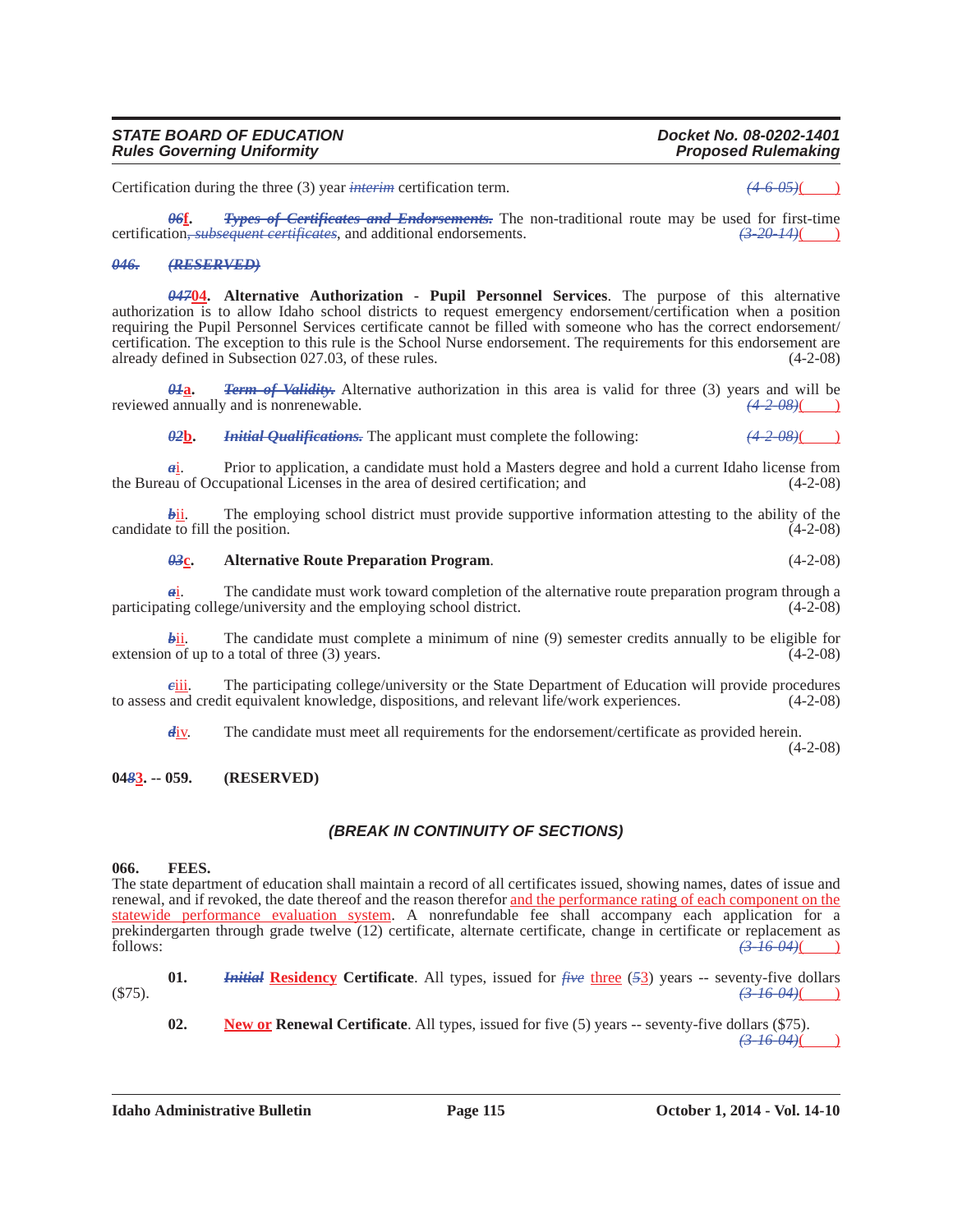Certification during the three (3) year ~~*interim*~~ certification term. ~~*(4-6-05)*~~(____)

~~*06*~~f. ~~*Types of Certificates and Endorsements.*~~ The non-traditional route may be used for first-time certification~~*, subsequent certificates*~~, and additional endorsements. ~~*(3-20-14)*~~(____)

~~***046. (RESERVED)***~~

~~*047*~~**04. Alternative Authorization - Pupil Personnel Services**. The purpose of this alternative authorization is to allow Idaho school districts to request emergency endorsement/certification when a position requiring the Pupil Personnel Services certificate cannot be filled with someone who has the correct endorsement/certification. The exception to this rule is the School Nurse endorsement. The requirements for this endorsement are already defined in Subsection 027.03, of these rules. (4-2-08)

~~*01*~~**a.** ~~***Term of Validity.***~~ Alternative authorization in this area is valid for three (3) years and will be reviewed annually and is nonrenewable. ~~*(4-2-08)*~~(____)

~~*02*~~**b.** ~~***Initial Qualifications.***~~ The applicant must complete the following: ~~*(4-2-08)*~~(____)

~~*a*~~i. Prior to application, a candidate must hold a Masters degree and hold a current Idaho license from the Bureau of Occupational Licenses in the area of desired certification; and (4-2-08)

~~*b*~~ii. The employing school district must provide supportive information attesting to the ability of the candidate to fill the position. (4-2-08)

~~*03*~~**c. Alternative Route Preparation Program**. (4-2-08)

~~*a*~~i. The candidate must work toward completion of the alternative route preparation program through a participating college/university and the employing school district. (4-2-08)

~~*b*~~ii. The candidate must complete a minimum of nine (9) semester credits annually to be eligible for extension of up to a total of three (3) years. (4-2-08)

~~*c*~~iii. The participating college/university or the State Department of Education will provide procedures to assess and credit equivalent knowledge, dispositions, and relevant life/work experiences. (4-2-08)

~~*d*~~iv. The candidate must meet all requirements for the endorsement/certificate as provided herein. (4-2-08)

**04~~8~~3. -- 059. (RESERVED)**

***(BREAK IN CONTINUITY OF SECTIONS)***

**066. FEES.**

The state department of education shall maintain a record of all certificates issued, showing names, dates of issue and renewal, and if revoked, the date thereof and the reason therefor and the performance rating of each component on the statewide performance evaluation system. A nonrefundable fee shall accompany each application for a prekindergarten through grade twelve (12) certificate, alternate certificate, change in certificate or replacement as follows: ~~*(3-16-04)*~~(____)

**01.** ~~***Initial***~~ **Residency Certificate**. All types, issued for ~~*five*~~ three (~~*5*~~3) years -- seventy-five dollars ($75). ~~*(3-16-04)*~~(____)

**02. New or Renewal Certificate**. All types, issued for five (5) years -- seventy-five dollars ($75). ~~*(3-16-04)*~~(____)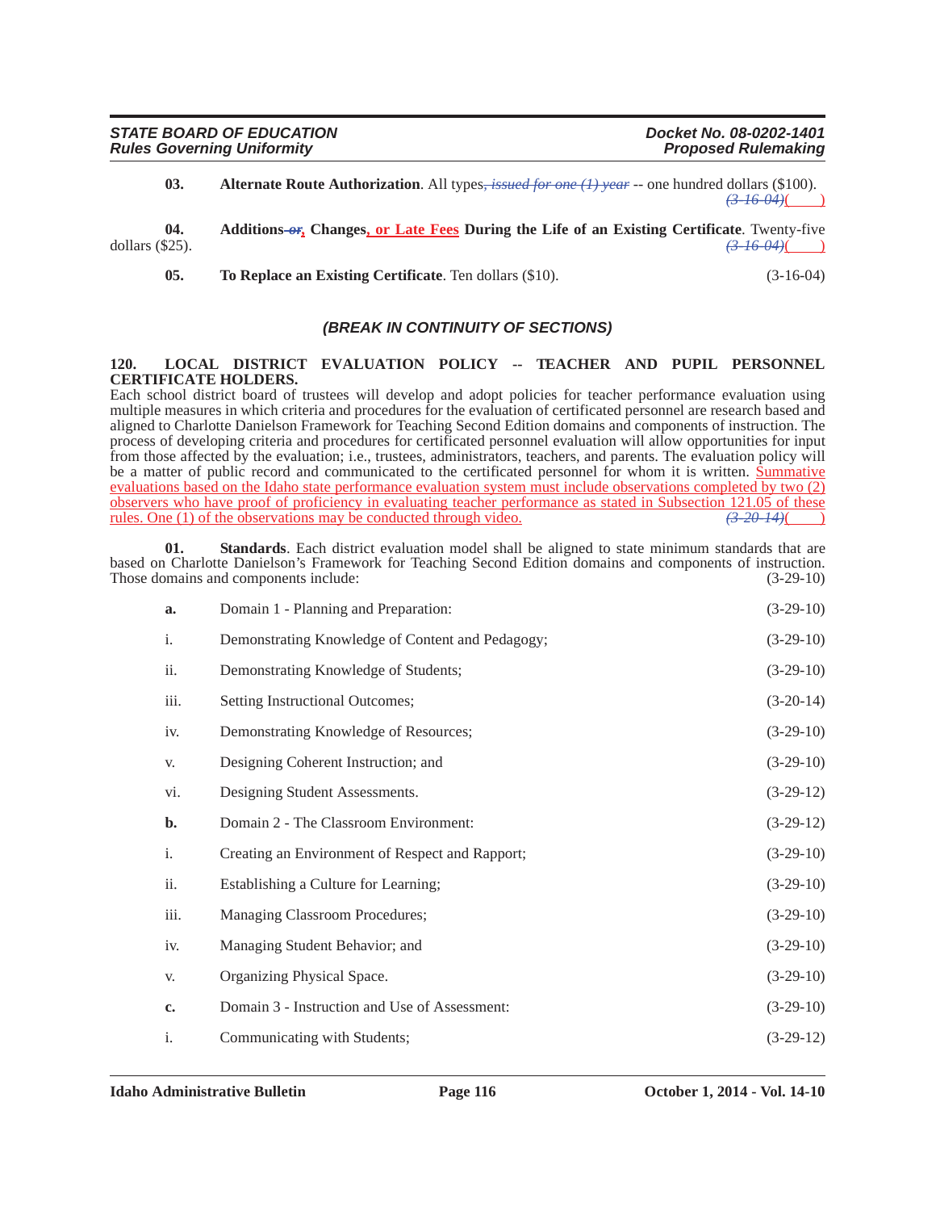**03. Alternate Route Authorization**. All types~~, issued for one (1) year~~ -- one hundred dollars ($100). ~~(3-16-04)~~( )

**04. Additions ~~or~~, Changes, or Late Fees During the Life of an Existing Certificate**. Twenty-five dollars ($25). ~~(3-16-04)~~( )

**05. To Replace an Existing Certificate**. Ten dollars ($10). (3-16-04)

***(BREAK IN CONTINUITY OF SECTIONS)***

**120. LOCAL DISTRICT EVALUATION POLICY -- TEACHER AND PUPIL PERSONNEL CERTIFICATE HOLDERS.**

Each school district board of trustees will develop and adopt policies for teacher performance evaluation using multiple measures in which criteria and procedures for the evaluation of certificated personnel are research based and aligned to Charlotte Danielson Framework for Teaching Second Edition domains and components of instruction. The process of developing criteria and procedures for certificated personnel evaluation will allow opportunities for input from those affected by the evaluation; i.e., trustees, administrators, teachers, and parents. The evaluation policy will be a matter of public record and communicated to the certificated personnel for whom it is written. Summative evaluations based on the Idaho state performance evaluation system must include observations completed by two (2) observers who have proof of proficiency in evaluating teacher performance as stated in Subsection 121.05 of these rules. One (1) of the observations may be conducted through video. ~~(3-20-14)~~( )

**01. Standards**. Each district evaluation model shall be aligned to state minimum standards that are based on Charlotte Danielson's Framework for Teaching Second Edition domains and components of instruction. Those domains and components include: (3-29-10)

**a.** Domain 1 - Planning and Preparation: (3-29-10)

i. Demonstrating Knowledge of Content and Pedagogy; (3-29-10)

ii. Demonstrating Knowledge of Students; (3-29-10)

iii. Setting Instructional Outcomes; (3-20-14)

iv. Demonstrating Knowledge of Resources; (3-29-10)

v. Designing Coherent Instruction; and (3-29-10)

vi. Designing Student Assessments. (3-29-12)

**b.** Domain 2 - The Classroom Environment: (3-29-12)

i. Creating an Environment of Respect and Rapport; (3-29-10)

ii. Establishing a Culture for Learning; (3-29-10)

iii. Managing Classroom Procedures; (3-29-10)

iv. Managing Student Behavior; and (3-29-10)

v. Organizing Physical Space. (3-29-10)

**c.** Domain 3 - Instruction and Use of Assessment: (3-29-10)

i. Communicating with Students; (3-29-12)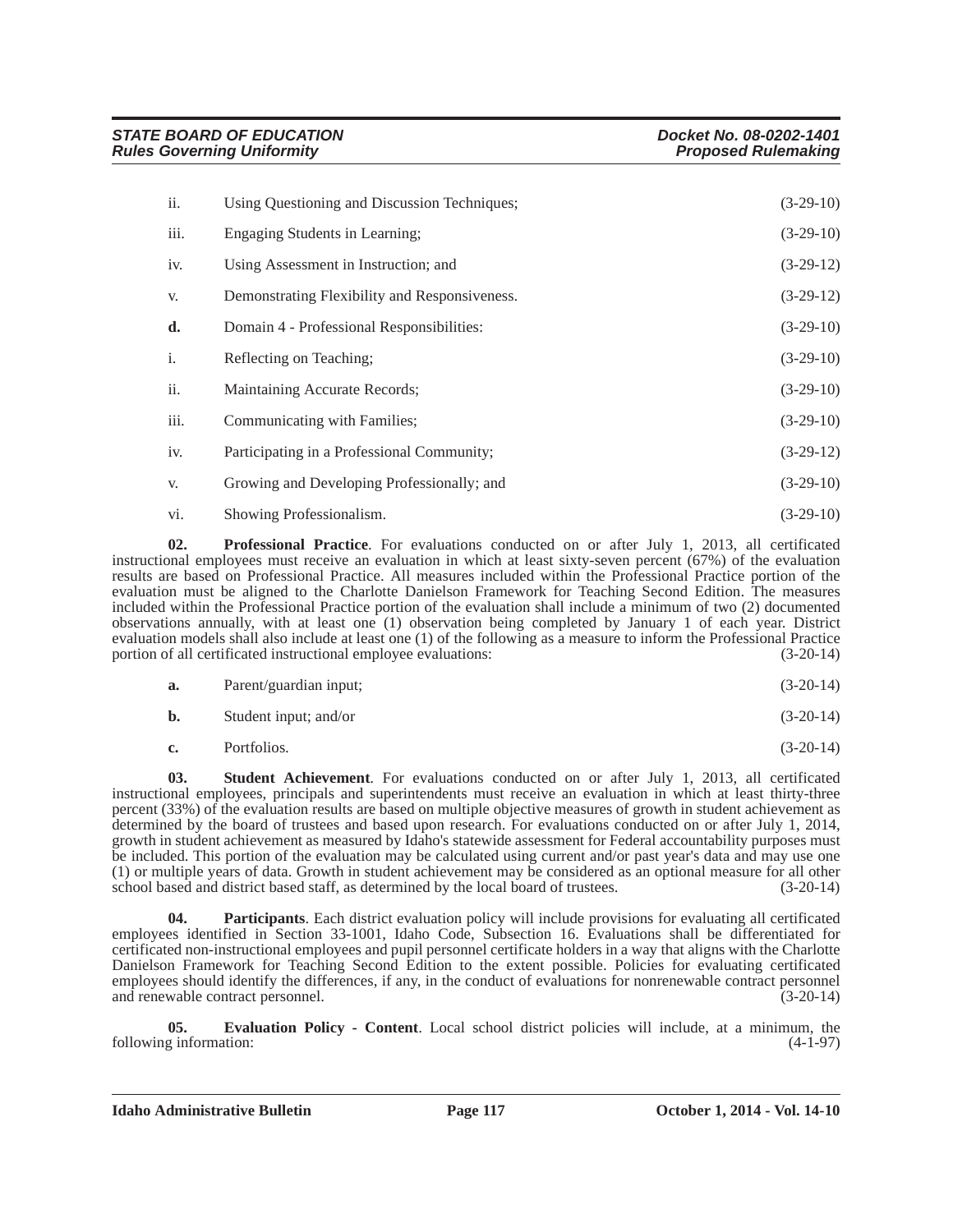ii. Using Questioning and Discussion Techniques; (3-29-10)

iii. Engaging Students in Learning; (3-29-10)

iv. Using Assessment in Instruction; and (3-29-12)

v. Demonstrating Flexibility and Responsiveness. (3-29-12)

**d.** Domain 4 - Professional Responsibilities: (3-29-10)

i. Reflecting on Teaching; (3-29-10)

ii. Maintaining Accurate Records; (3-29-10)

iii. Communicating with Families; (3-29-10)

iv. Participating in a Professional Community; (3-29-12)

v. Growing and Developing Professionally; and (3-29-10)

vi. Showing Professionalism. (3-29-10)

**02. Professional Practice**. For evaluations conducted on or after July 1, 2013, all certificated instructional employees must receive an evaluation in which at least sixty-seven percent (67%) of the evaluation results are based on Professional Practice. All measures included within the Professional Practice portion of the evaluation must be aligned to the Charlotte Danielson Framework for Teaching Second Edition. The measures included within the Professional Practice portion of the evaluation shall include a minimum of two (2) documented observations annually, with at least one (1) observation being completed by January 1 of each year. District evaluation models shall also include at least one (1) of the following as a measure to inform the Professional Practice portion of all certificated instructional employee evaluations: (3-20-14)

**a.** Parent/guardian input; (3-20-14)

**b.** Student input; and/or (3-20-14)

**c.** Portfolios. (3-20-14)

**03. Student Achievement**. For evaluations conducted on or after July 1, 2013, all certificated instructional employees, principals and superintendents must receive an evaluation in which at least thirty-three percent (33%) of the evaluation results are based on multiple objective measures of growth in student achievement as determined by the board of trustees and based upon research. For evaluations conducted on or after July 1, 2014, growth in student achievement as measured by Idaho's statewide assessment for Federal accountability purposes must be included. This portion of the evaluation may be calculated using current and/or past year's data and may use one (1) or multiple years of data. Growth in student achievement may be considered as an optional measure for all other school based and district based staff, as determined by the local board of trustees. (3-20-14)

**04. Participants**. Each district evaluation policy will include provisions for evaluating all certificated employees identified in Section 33-1001, Idaho Code, Subsection 16. Evaluations shall be differentiated for certificated non-instructional employees and pupil personnel certificate holders in a way that aligns with the Charlotte Danielson Framework for Teaching Second Edition to the extent possible. Policies for evaluating certificated employees should identify the differences, if any, in the conduct of evaluations for nonrenewable contract personnel and renewable contract personnel. (3-20-14)

**05. Evaluation Policy - Content**. Local school district policies will include, at a minimum, the following information: (4-1-97)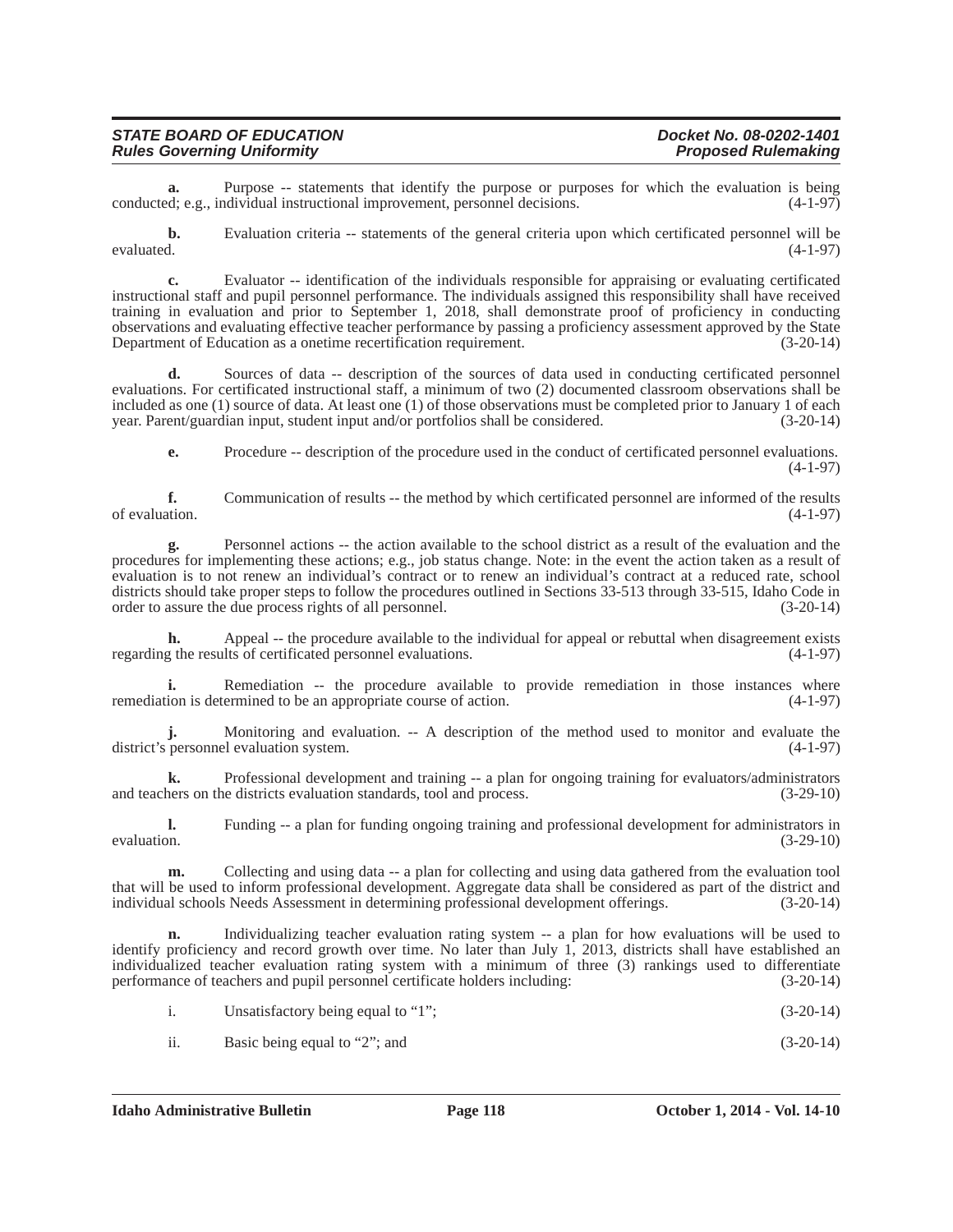**a.** Purpose -- statements that identify the purpose or purposes for which the evaluation is being conducted; e.g., individual instructional improvement, personnel decisions. (4-1-97)

**b.** Evaluation criteria -- statements of the general criteria upon which certificated personnel will be evaluated. (4-1-97)

**c.** Evaluator -- identification of the individuals responsible for appraising or evaluating certificated instructional staff and pupil personnel performance. The individuals assigned this responsibility shall have received training in evaluation and prior to September 1, 2018, shall demonstrate proof of proficiency in conducting observations and evaluating effective teacher performance by passing a proficiency assessment approved by the State Department of Education as a onetime recertification requirement. (3-20-14)

**d.** Sources of data -- description of the sources of data used in conducting certificated personnel evaluations. For certificated instructional staff, a minimum of two (2) documented classroom observations shall be included as one (1) source of data. At least one (1) of those observations must be completed prior to January 1 of each year. Parent/guardian input, student input and/or portfolios shall be considered. (3-20-14)

**e.** Procedure -- description of the procedure used in the conduct of certificated personnel evaluations. (4-1-97)

**f.** Communication of results -- the method by which certificated personnel are informed of the results of evaluation. (4-1-97)

**g.** Personnel actions -- the action available to the school district as a result of the evaluation and the procedures for implementing these actions; e.g., job status change. Note: in the event the action taken as a result of evaluation is to not renew an individual's contract or to renew an individual's contract at a reduced rate, school districts should take proper steps to follow the procedures outlined in Sections 33-513 through 33-515, Idaho Code in order to assure the due process rights of all personnel. (3-20-14)

**h.** Appeal -- the procedure available to the individual for appeal or rebuttal when disagreement exists regarding the results of certificated personnel evaluations. (4-1-97)

**i.** Remediation -- the procedure available to provide remediation in those instances where remediation is determined to be an appropriate course of action. (4-1-97)

**j.** Monitoring and evaluation. -- A description of the method used to monitor and evaluate the district's personnel evaluation system. (4-1-97)

**k.** Professional development and training -- a plan for ongoing training for evaluators/administrators and teachers on the districts evaluation standards, tool and process. (3-29-10)

**l.** Funding -- a plan for funding ongoing training and professional development for administrators in evaluation. (3-29-10)

**m.** Collecting and using data -- a plan for collecting and using data gathered from the evaluation tool that will be used to inform professional development. Aggregate data shall be considered as part of the district and individual schools Needs Assessment in determining professional development offerings. (3-20-14)

**n.** Individualizing teacher evaluation rating system -- a plan for how evaluations will be used to identify proficiency and record growth over time. No later than July 1, 2013, districts shall have established an individualized teacher evaluation rating system with a minimum of three (3) rankings used to differentiate performance of teachers and pupil personnel certificate holders including: (3-20-14)

i. Unsatisfactory being equal to "1"; (3-20-14)

ii. Basic being equal to "2"; and (3-20-14)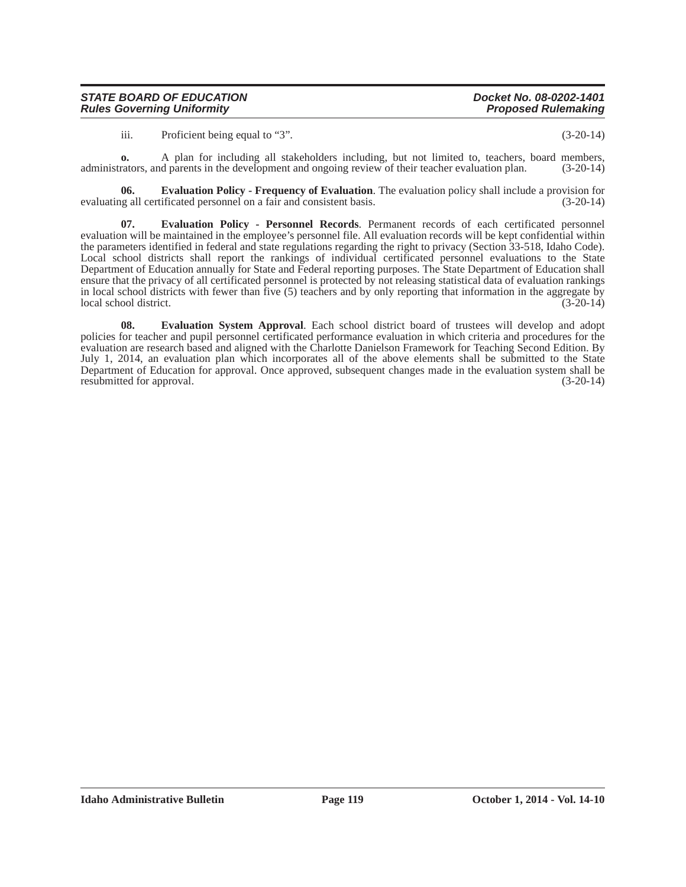iii. Proficient being equal to "3". (3-20-14)

**o.** A plan for including all stakeholders including, but not limited to, teachers, board members, administrators, and parents in the development and ongoing review of their teacher evaluation plan. (3-20-14)

**06. Evaluation Policy - Frequency of Evaluation**. The evaluation policy shall include a provision for evaluating all certificated personnel on a fair and consistent basis. (3-20-14)

**07. Evaluation Policy - Personnel Records**. Permanent records of each certificated personnel evaluation will be maintained in the employee's personnel file. All evaluation records will be kept confidential within the parameters identified in federal and state regulations regarding the right to privacy (Section 33-518, Idaho Code). Local school districts shall report the rankings of individual certificated personnel evaluations to the State Department of Education annually for State and Federal reporting purposes. The State Department of Education shall ensure that the privacy of all certificated personnel is protected by not releasing statistical data of evaluation rankings in local school districts with fewer than five (5) teachers and by only reporting that information in the aggregate by local school district. (3-20-14)

**08. Evaluation System Approval**. Each school district board of trustees will develop and adopt policies for teacher and pupil personnel certificated performance evaluation in which criteria and procedures for the evaluation are research based and aligned with the Charlotte Danielson Framework for Teaching Second Edition. By July 1, 2014, an evaluation plan which incorporates all of the above elements shall be submitted to the State Department of Education for approval. Once approved, subsequent changes made in the evaluation system shall be resubmitted for approval. (3-20-14)